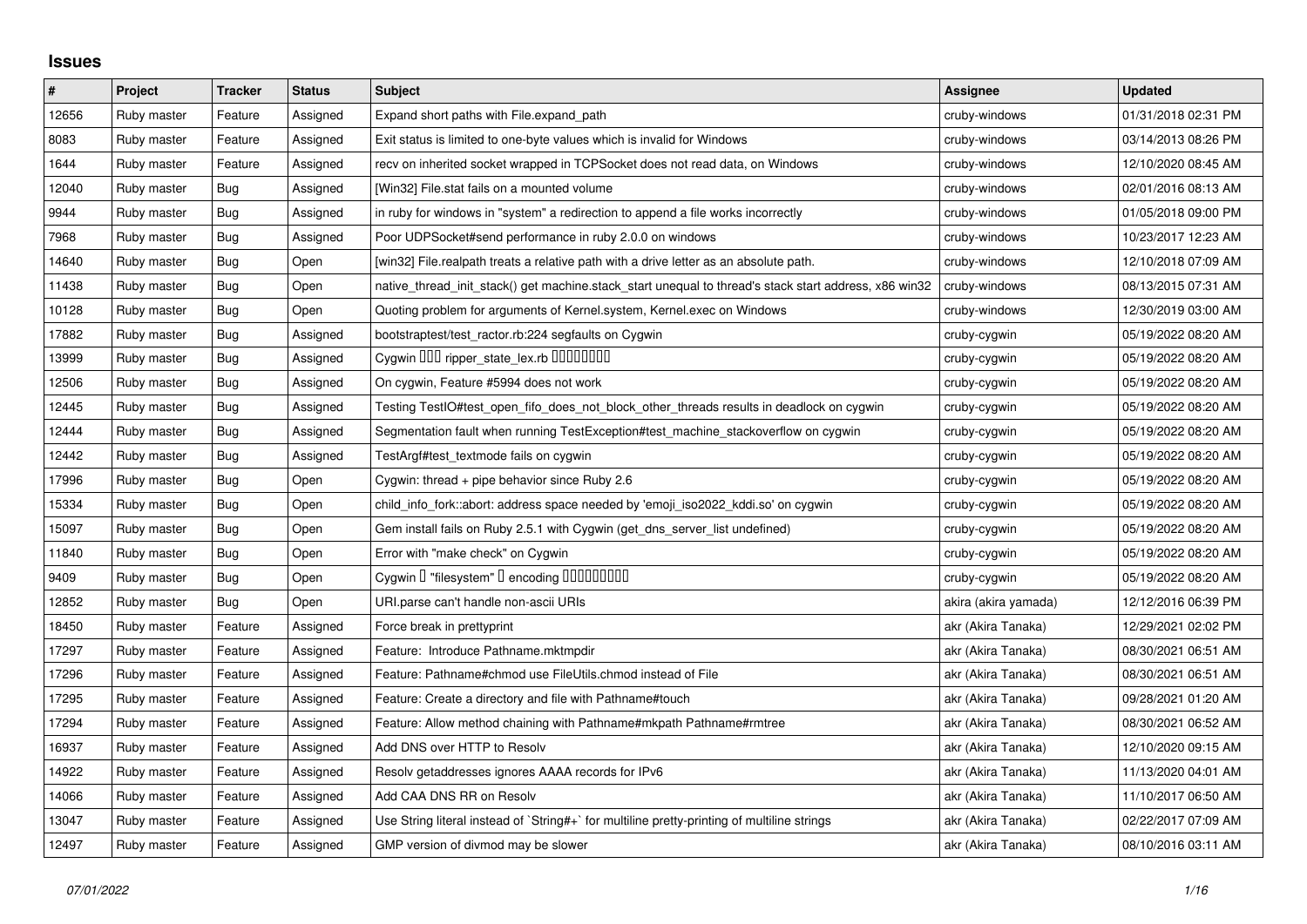# Issues

| # | Project | Tracker | Status | Subject | Assignee | Updated |
|---|---|---|---|---|---|---|
| 12656 | Ruby master | Feature | Assigned | Expand short paths with File.expand_path | cruby-windows | 01/31/2018 02:31 PM |
| 8083 | Ruby master | Feature | Assigned | Exit status is limited to one-byte values which is invalid for Windows | cruby-windows | 03/14/2013 08:26 PM |
| 1644 | Ruby master | Feature | Assigned | recv on inherited socket wrapped in TCPSocket does not read data, on Windows | cruby-windows | 12/10/2020 08:45 AM |
| 12040 | Ruby master | Bug | Assigned | [Win32] File.stat fails on a mounted volume | cruby-windows | 02/01/2016 08:13 AM |
| 9944 | Ruby master | Bug | Assigned | in ruby for windows in "system" a redirection to append a file works incorrectly | cruby-windows | 01/05/2018 09:00 PM |
| 7968 | Ruby master | Bug | Assigned | Poor UDPSocket#send performance in ruby 2.0.0 on windows | cruby-windows | 10/23/2017 12:23 AM |
| 14640 | Ruby master | Bug | Open | [win32] File.realpath treats a relative path with a drive letter as an absolute path. | cruby-windows | 12/10/2018 07:09 AM |
| 11438 | Ruby master | Bug | Open | native_thread_init_stack() get machine.stack_start unequal to thread's stack start address, x86 win32 | cruby-windows | 08/13/2015 07:31 AM |
| 10128 | Ruby master | Bug | Open | Quoting problem for arguments of Kernel.system, Kernel.exec on Windows | cruby-windows | 12/30/2019 03:00 AM |
| 17882 | Ruby master | Bug | Assigned | bootstraptest/test_ractor.rb:224 segfaults on Cygwin | cruby-cygwin | 05/19/2022 08:20 AM |
| 13999 | Ruby master | Bug | Assigned | Cygwin ��� ripper_state_lex.rb ���������� | cruby-cygwin | 05/19/2022 08:20 AM |
| 12506 | Ruby master | Bug | Assigned | On cygwin, Feature #5994 does not work | cruby-cygwin | 05/19/2022 08:20 AM |
| 12445 | Ruby master | Bug | Assigned | Testing TestIO#test_open_fifo_does_not_block_other_threads results in deadlock on cygwin | cruby-cygwin | 05/19/2022 08:20 AM |
| 12444 | Ruby master | Bug | Assigned | Segmentation fault when running TestException#test_machine_stackoverflow on cygwin | cruby-cygwin | 05/19/2022 08:20 AM |
| 12442 | Ruby master | Bug | Assigned | TestArgf#test_textmode fails on cygwin | cruby-cygwin | 05/19/2022 08:20 AM |
| 17996 | Ruby master | Bug | Open | Cygwin: thread + pipe behavior since Ruby 2.6 | cruby-cygwin | 05/19/2022 08:20 AM |
| 15334 | Ruby master | Bug | Open | child_info_fork::abort: address space needed by 'emoji_iso2022_kddi.so' on cygwin | cruby-cygwin | 05/19/2022 08:20 AM |
| 15097 | Ruby master | Bug | Open | Gem install fails on Ruby 2.5.1 with Cygwin (get_dns_server_list undefined) | cruby-cygwin | 05/19/2022 08:20 AM |
| 11840 | Ruby master | Bug | Open | Error with "make check" on Cygwin | cruby-cygwin | 05/19/2022 08:20 AM |
| 9409 | Ruby master | Bug | Open | Cygwin � "filesystem" � encoding ���������� | cruby-cygwin | 05/19/2022 08:20 AM |
| 12852 | Ruby master | Bug | Open | URI.parse can't handle non-ascii URIs | akira (akira yamada) | 12/12/2016 06:39 PM |
| 18450 | Ruby master | Feature | Assigned | Force break in prettyprint | akr (Akira Tanaka) | 12/29/2021 02:02 PM |
| 17297 | Ruby master | Feature | Assigned | Feature:  Introduce Pathname.mktmpdir | akr (Akira Tanaka) | 08/30/2021 06:51 AM |
| 17296 | Ruby master | Feature | Assigned | Feature: Pathname#chmod use FileUtils.chmod instead of File | akr (Akira Tanaka) | 08/30/2021 06:51 AM |
| 17295 | Ruby master | Feature | Assigned | Feature: Create a directory and file with Pathname#touch | akr (Akira Tanaka) | 09/28/2021 01:20 AM |
| 17294 | Ruby master | Feature | Assigned | Feature: Allow method chaining with Pathname#mkpath Pathname#rmtree | akr (Akira Tanaka) | 08/30/2021 06:52 AM |
| 16937 | Ruby master | Feature | Assigned | Add DNS over HTTP to Resolv | akr (Akira Tanaka) | 12/10/2020 09:15 AM |
| 14922 | Ruby master | Feature | Assigned | Resolv getaddresses ignores AAAA records for IPv6 | akr (Akira Tanaka) | 11/13/2020 04:01 AM |
| 14066 | Ruby master | Feature | Assigned | Add CAA DNS RR on Resolv | akr (Akira Tanaka) | 11/10/2017 06:50 AM |
| 13047 | Ruby master | Feature | Assigned | Use String literal instead of `String#+` for multiline pretty-printing of multiline strings | akr (Akira Tanaka) | 02/22/2017 07:09 AM |
| 12497 | Ruby master | Feature | Assigned | GMP version of divmod may be slower | akr (Akira Tanaka) | 08/10/2016 03:11 AM |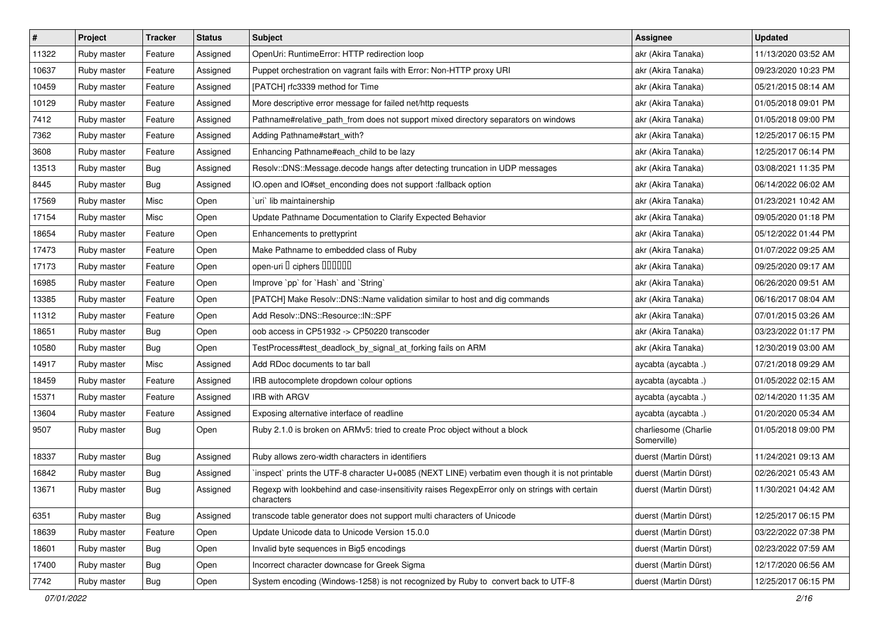| # | Project | Tracker | Status | Subject | Assignee | Updated |
|---|---|---|---|---|---|---|
| 11322 | Ruby master | Feature | Assigned | OpenUri: RuntimeError: HTTP redirection loop | akr (Akira Tanaka) | 11/13/2020 03:52 AM |
| 10637 | Ruby master | Feature | Assigned | Puppet orchestration on vagrant fails with Error: Non-HTTP proxy URI | akr (Akira Tanaka) | 09/23/2020 10:23 PM |
| 10459 | Ruby master | Feature | Assigned | [PATCH] rfc3339 method for Time | akr (Akira Tanaka) | 05/21/2015 08:14 AM |
| 10129 | Ruby master | Feature | Assigned | More descriptive error message for failed net/http requests | akr (Akira Tanaka) | 01/05/2018 09:01 PM |
| 7412 | Ruby master | Feature | Assigned | Pathname#relative_path_from does not support mixed directory separators on windows | akr (Akira Tanaka) | 01/05/2018 09:00 PM |
| 7362 | Ruby master | Feature | Assigned | Adding Pathname#start_with? | akr (Akira Tanaka) | 12/25/2017 06:15 PM |
| 3608 | Ruby master | Feature | Assigned | Enhancing Pathname#each_child to be lazy | akr (Akira Tanaka) | 12/25/2017 06:14 PM |
| 13513 | Ruby master | Bug | Assigned | Resolv::DNS::Message.decode hangs after detecting truncation in UDP messages | akr (Akira Tanaka) | 03/08/2021 11:35 PM |
| 8445 | Ruby master | Bug | Assigned | IO.open and IO#set_enconding does not support :fallback option | akr (Akira Tanaka) | 06/14/2022 06:02 AM |
| 17569 | Ruby master | Misc | Open | `uri` lib maintainership | akr (Akira Tanaka) | 01/23/2021 10:42 AM |
| 17154 | Ruby master | Misc | Open | Update Pathname Documentation to Clarify Expected Behavior | akr (Akira Tanaka) | 09/05/2020 01:18 PM |
| 18654 | Ruby master | Feature | Open | Enhancements to prettyprint | akr (Akira Tanaka) | 05/12/2022 01:44 PM |
| 17473 | Ruby master | Feature | Open | Make Pathname to embedded class of Ruby | akr (Akira Tanaka) | 01/07/2022 09:25 AM |
| 17173 | Ruby master | Feature | Open | open-uri � ciphers ������ | akr (Akira Tanaka) | 09/25/2020 09:17 AM |
| 16985 | Ruby master | Feature | Open | Improve `pp` for `Hash` and `String` | akr (Akira Tanaka) | 06/26/2020 09:51 AM |
| 13385 | Ruby master | Feature | Open | [PATCH] Make Resolv::DNS::Name validation similar to host and dig commands | akr (Akira Tanaka) | 06/16/2017 08:04 AM |
| 11312 | Ruby master | Feature | Open | Add Resolv::DNS::Resource::IN::SPF | akr (Akira Tanaka) | 07/01/2015 03:26 AM |
| 18651 | Ruby master | Bug | Open | oob access in CP51932 -> CP50220 transcoder | akr (Akira Tanaka) | 03/23/2022 01:17 PM |
| 10580 | Ruby master | Bug | Open | TestProcess#test_deadlock_by_signal_at_forking fails on ARM | akr (Akira Tanaka) | 12/30/2019 03:00 AM |
| 14917 | Ruby master | Misc | Assigned | Add RDoc documents to tar ball | aycabta (aycabta .) | 07/21/2018 09:29 AM |
| 18459 | Ruby master | Feature | Assigned | IRB autocomplete dropdown colour options | aycabta (aycabta .) | 01/05/2022 02:15 AM |
| 15371 | Ruby master | Feature | Assigned | IRB with ARGV | aycabta (aycabta .) | 02/14/2020 11:35 AM |
| 13604 | Ruby master | Feature | Assigned | Exposing alternative interface of readline | aycabta (aycabta .) | 01/20/2020 05:34 AM |
| 9507 | Ruby master | Bug | Open | Ruby 2.1.0 is broken on ARMv5: tried to create Proc object without a block | charliesome (Charlie Somerville) | 01/05/2018 09:00 PM |
| 18337 | Ruby master | Bug | Assigned | Ruby allows zero-width characters in identifiers | duerst (Martin Dürst) | 11/24/2021 09:13 AM |
| 16842 | Ruby master | Bug | Assigned | `inspect` prints the UTF-8 character U+0085 (NEXT LINE) verbatim even though it is not printable | duerst (Martin Dürst) | 02/26/2021 05:43 AM |
| 13671 | Ruby master | Bug | Assigned | Regexp with lookbehind and case-insensitivity raises RegexpError only on strings with certain characters | duerst (Martin Dürst) | 11/30/2021 04:42 AM |
| 6351 | Ruby master | Bug | Assigned | transcode table generator does not support multi characters of Unicode | duerst (Martin Dürst) | 12/25/2017 06:15 PM |
| 18639 | Ruby master | Feature | Open | Update Unicode data to Unicode Version 15.0.0 | duerst (Martin Dürst) | 03/22/2022 07:38 PM |
| 18601 | Ruby master | Bug | Open | Invalid byte sequences in Big5 encodings | duerst (Martin Dürst) | 02/23/2022 07:59 AM |
| 17400 | Ruby master | Bug | Open | Incorrect character downcase for Greek Sigma | duerst (Martin Dürst) | 12/17/2020 06:56 AM |
| 7742 | Ruby master | Bug | Open | System encoding (Windows-1258) is not recognized by Ruby to convert back to UTF-8 | duerst (Martin Dürst) | 12/25/2017 06:15 PM |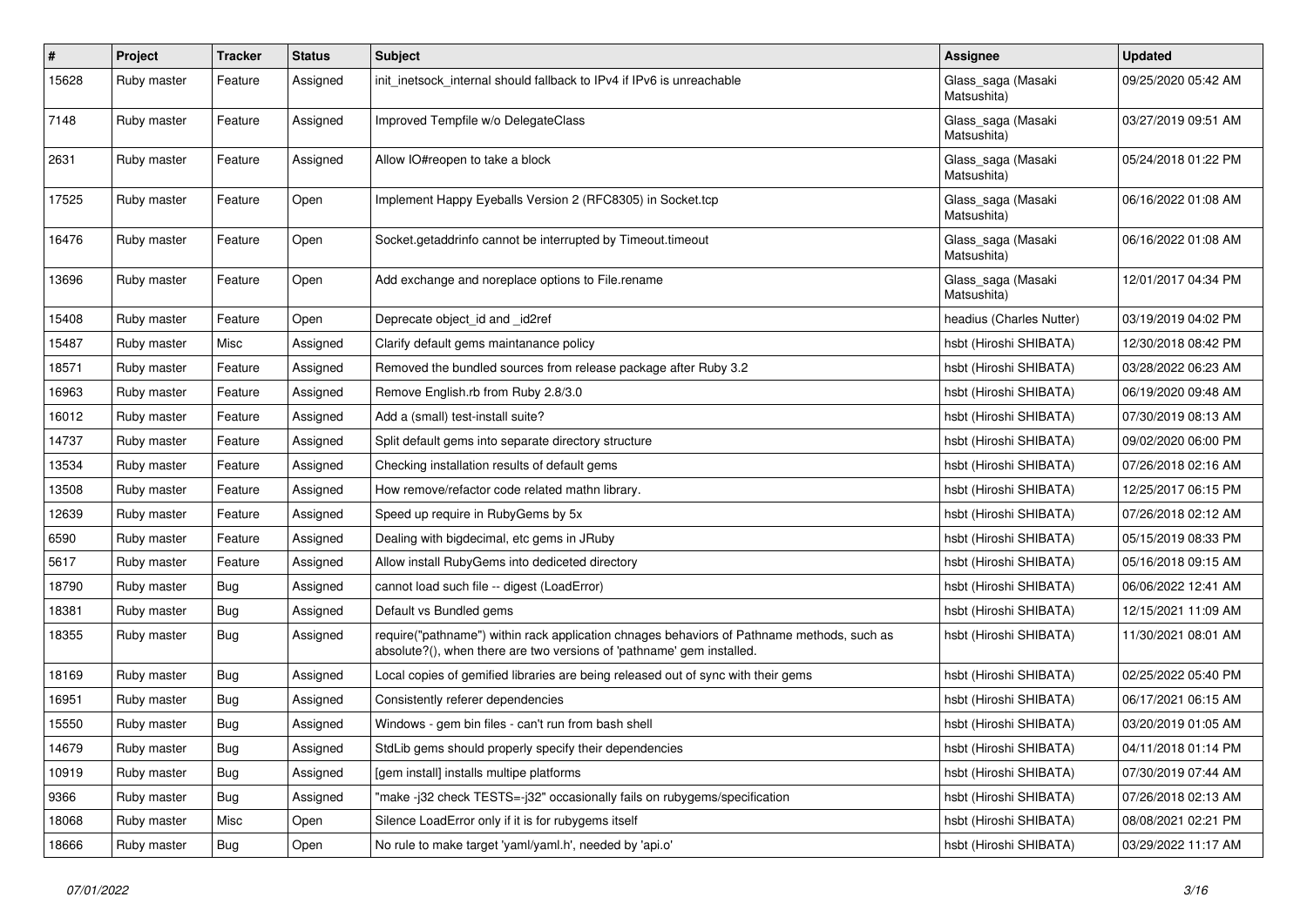| # | Project | Tracker | Status | Subject | Assignee | Updated |
|---|---|---|---|---|---|---|
| 15628 | Ruby master | Feature | Assigned | init_inetsock_internal should fallback to IPv4 if IPv6 is unreachable | Glass_saga (Masaki Matsushita) | 09/25/2020 05:42 AM |
| 7148 | Ruby master | Feature | Assigned | Improved Tempfile w/o DelegateClass | Glass_saga (Masaki Matsushita) | 03/27/2019 09:51 AM |
| 2631 | Ruby master | Feature | Assigned | Allow IO#reopen to take a block | Glass_saga (Masaki Matsushita) | 05/24/2018 01:22 PM |
| 17525 | Ruby master | Feature | Open | Implement Happy Eyeballs Version 2 (RFC8305) in Socket.tcp | Glass_saga (Masaki Matsushita) | 06/16/2022 01:08 AM |
| 16476 | Ruby master | Feature | Open | Socket.getaddrinfo cannot be interrupted by Timeout.timeout | Glass_saga (Masaki Matsushita) | 06/16/2022 01:08 AM |
| 13696 | Ruby master | Feature | Open | Add exchange and noreplace options to File.rename | Glass_saga (Masaki Matsushita) | 12/01/2017 04:34 PM |
| 15408 | Ruby master | Feature | Open | Deprecate object_id and _id2ref | headius (Charles Nutter) | 03/19/2019 04:02 PM |
| 15487 | Ruby master | Misc | Assigned | Clarify default gems maintanance policy | hsbt (Hiroshi SHIBATA) | 12/30/2018 08:42 PM |
| 18571 | Ruby master | Feature | Assigned | Removed the bundled sources from release package after Ruby 3.2 | hsbt (Hiroshi SHIBATA) | 03/28/2022 06:23 AM |
| 16963 | Ruby master | Feature | Assigned | Remove English.rb from Ruby 2.8/3.0 | hsbt (Hiroshi SHIBATA) | 06/19/2020 09:48 AM |
| 16012 | Ruby master | Feature | Assigned | Add a (small) test-install suite? | hsbt (Hiroshi SHIBATA) | 07/30/2019 08:13 AM |
| 14737 | Ruby master | Feature | Assigned | Split default gems into separate directory structure | hsbt (Hiroshi SHIBATA) | 09/02/2020 06:00 PM |
| 13534 | Ruby master | Feature | Assigned | Checking installation results of default gems | hsbt (Hiroshi SHIBATA) | 07/26/2018 02:16 AM |
| 13508 | Ruby master | Feature | Assigned | How remove/refactor code related mathn library. | hsbt (Hiroshi SHIBATA) | 12/25/2017 06:15 PM |
| 12639 | Ruby master | Feature | Assigned | Speed up require in RubyGems by 5x | hsbt (Hiroshi SHIBATA) | 07/26/2018 02:12 AM |
| 6590 | Ruby master | Feature | Assigned | Dealing with bigdecimal, etc gems in JRuby | hsbt (Hiroshi SHIBATA) | 05/15/2019 08:33 PM |
| 5617 | Ruby master | Feature | Assigned | Allow install RubyGems into dediceted directory | hsbt (Hiroshi SHIBATA) | 05/16/2018 09:15 AM |
| 18790 | Ruby master | Bug | Assigned | cannot load such file -- digest (LoadError) | hsbt (Hiroshi SHIBATA) | 06/06/2022 12:41 AM |
| 18381 | Ruby master | Bug | Assigned | Default vs Bundled gems | hsbt (Hiroshi SHIBATA) | 12/15/2021 11:09 AM |
| 18355 | Ruby master | Bug | Assigned | require("pathname") within rack application chnages behaviors of Pathname methods, such as absolute?(), when there are two versions of 'pathname' gem installed. | hsbt (Hiroshi SHIBATA) | 11/30/2021 08:01 AM |
| 18169 | Ruby master | Bug | Assigned | Local copies of gemified libraries are being released out of sync with their gems | hsbt (Hiroshi SHIBATA) | 02/25/2022 05:40 PM |
| 16951 | Ruby master | Bug | Assigned | Consistently referer dependencies | hsbt (Hiroshi SHIBATA) | 06/17/2021 06:15 AM |
| 15550 | Ruby master | Bug | Assigned | Windows - gem bin files - can't run from bash shell | hsbt (Hiroshi SHIBATA) | 03/20/2019 01:05 AM |
| 14679 | Ruby master | Bug | Assigned | StdLib gems should properly specify their dependencies | hsbt (Hiroshi SHIBATA) | 04/11/2018 01:14 PM |
| 10919 | Ruby master | Bug | Assigned | [gem install] installs multipe platforms | hsbt (Hiroshi SHIBATA) | 07/30/2019 07:44 AM |
| 9366 | Ruby master | Bug | Assigned | "make -j32 check TESTS=-j32" occasionally fails on rubygems/specification | hsbt (Hiroshi SHIBATA) | 07/26/2018 02:13 AM |
| 18068 | Ruby master | Misc | Open | Silence LoadError only if it is for rubygems itself | hsbt (Hiroshi SHIBATA) | 08/08/2021 02:21 PM |
| 18666 | Ruby master | Bug | Open | No rule to make target 'yaml/yaml.h', needed by 'api.o' | hsbt (Hiroshi SHIBATA) | 03/29/2022 11:17 AM |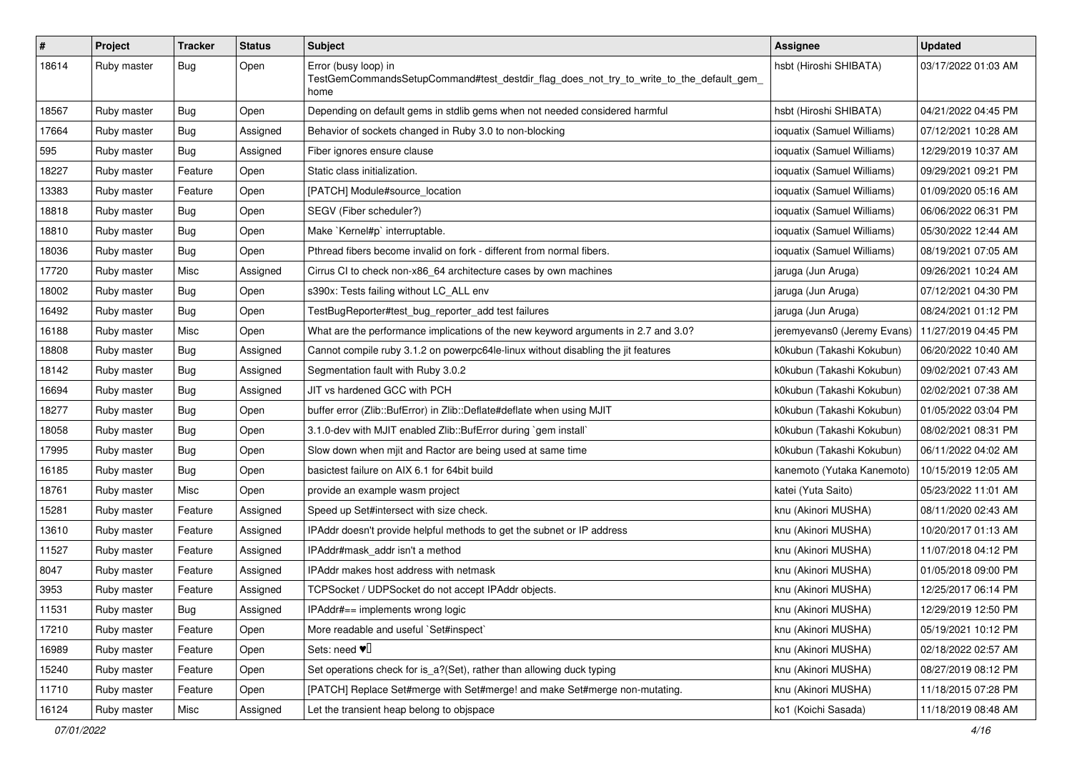| # | Project | Tracker | Status | Subject | Assignee | Updated |
|---|---|---|---|---|---|---|
| 18614 | Ruby master | Bug | Open | Error (busy loop) in TestGemCommandsSetupCommand#test_destdir_flag_does_not_try_to_write_to_the_default_gem_home | hsbt (Hiroshi SHIBATA) | 03/17/2022 01:03 AM |
| 18567 | Ruby master | Bug | Open | Depending on default gems in stdlib gems when not needed considered harmful | hsbt (Hiroshi SHIBATA) | 04/21/2022 04:45 PM |
| 17664 | Ruby master | Bug | Assigned | Behavior of sockets changed in Ruby 3.0 to non-blocking | ioquatix (Samuel Williams) | 07/12/2021 10:28 AM |
| 595 | Ruby master | Bug | Assigned | Fiber ignores ensure clause | ioquatix (Samuel Williams) | 12/29/2019 10:37 AM |
| 18227 | Ruby master | Feature | Open | Static class initialization. | ioquatix (Samuel Williams) | 09/29/2021 09:21 PM |
| 13383 | Ruby master | Feature | Open | [PATCH] Module#source_location | ioquatix (Samuel Williams) | 01/09/2020 05:16 AM |
| 18818 | Ruby master | Bug | Open | SEGV (Fiber scheduler?) | ioquatix (Samuel Williams) | 06/06/2022 06:31 PM |
| 18810 | Ruby master | Bug | Open | Make `Kernel#p` interruptable. | ioquatix (Samuel Williams) | 05/30/2022 12:44 AM |
| 18036 | Ruby master | Bug | Open | Pthread fibers become invalid on fork - different from normal fibers. | ioquatix (Samuel Williams) | 08/19/2021 07:05 AM |
| 17720 | Ruby master | Misc | Assigned | Cirrus CI to check non-x86_64 architecture cases by own machines | jaruga (Jun Aruga) | 09/26/2021 10:24 AM |
| 18002 | Ruby master | Bug | Open | s390x: Tests failing without LC_ALL env | jaruga (Jun Aruga) | 07/12/2021 04:30 PM |
| 16492 | Ruby master | Bug | Open | TestBugReporter#test_bug_reporter_add test failures | jaruga (Jun Aruga) | 08/24/2021 01:12 PM |
| 16188 | Ruby master | Misc | Open | What are the performance implications of the new keyword arguments in 2.7 and 3.0? | jeremyevans0 (Jeremy Evans) | 11/27/2019 04:45 PM |
| 18808 | Ruby master | Bug | Assigned | Cannot compile ruby 3.1.2 on powerpc64le-linux without disabling the jit features | k0kubun (Takashi Kokubun) | 06/20/2022 10:40 AM |
| 18142 | Ruby master | Bug | Assigned | Segmentation fault with Ruby 3.0.2 | k0kubun (Takashi Kokubun) | 09/02/2021 07:43 AM |
| 16694 | Ruby master | Bug | Assigned | JIT vs hardened GCC with PCH | k0kubun (Takashi Kokubun) | 02/02/2021 07:38 AM |
| 18277 | Ruby master | Bug | Open | buffer error (Zlib::BufError) in Zlib::Deflate#deflate when using MJIT | k0kubun (Takashi Kokubun) | 01/05/2022 03:04 PM |
| 18058 | Ruby master | Bug | Open | 3.1.0-dev with MJIT enabled Zlib::BufError during `gem install` | k0kubun (Takashi Kokubun) | 08/02/2021 08:31 PM |
| 17995 | Ruby master | Bug | Open | Slow down when mjit and Ractor are being used at same time | k0kubun (Takashi Kokubun) | 06/11/2022 04:02 AM |
| 16185 | Ruby master | Bug | Open | basictest failure on AIX 6.1 for 64bit build | kanemoto (Yutaka Kanemoto) | 10/15/2019 12:05 AM |
| 18761 | Ruby master | Misc | Open | provide an example wasm project | katei (Yuta Saito) | 05/23/2022 11:01 AM |
| 15281 | Ruby master | Feature | Assigned | Speed up Set#intersect with size check. | knu (Akinori MUSHA) | 08/11/2020 02:43 AM |
| 13610 | Ruby master | Feature | Assigned | IPAddr doesn't provide helpful methods to get the subnet or IP address | knu (Akinori MUSHA) | 10/20/2017 01:13 AM |
| 11527 | Ruby master | Feature | Assigned | IPAddr#mask_addr isn't a method | knu (Akinori MUSHA) | 11/07/2018 04:12 PM |
| 8047 | Ruby master | Feature | Assigned | IPAddr makes host address with netmask | knu (Akinori MUSHA) | 01/05/2018 09:00 PM |
| 3953 | Ruby master | Feature | Assigned | TCPSocket / UDPSocket do not accept IPAddr objects. | knu (Akinori MUSHA) | 12/25/2017 06:14 PM |
| 11531 | Ruby master | Bug | Assigned | IPAddr#== implements wrong logic | knu (Akinori MUSHA) | 12/29/2019 12:50 PM |
| 17210 | Ruby master | Feature | Open | More readable and useful `Set#inspect` | knu (Akinori MUSHA) | 05/19/2021 10:12 PM |
| 16989 | Ruby master | Feature | Open | Sets: need ♥️ | knu (Akinori MUSHA) | 02/18/2022 02:57 AM |
| 15240 | Ruby master | Feature | Open | Set operations check for is_a?(Set), rather than allowing duck typing | knu (Akinori MUSHA) | 08/27/2019 08:12 PM |
| 11710 | Ruby master | Feature | Open | [PATCH] Replace Set#merge with Set#merge! and make Set#merge non-mutating. | knu (Akinori MUSHA) | 11/18/2015 07:28 PM |
| 16124 | Ruby master | Misc | Assigned | Let the transient heap belong to objspace | ko1 (Koichi Sasada) | 11/18/2019 08:48 AM |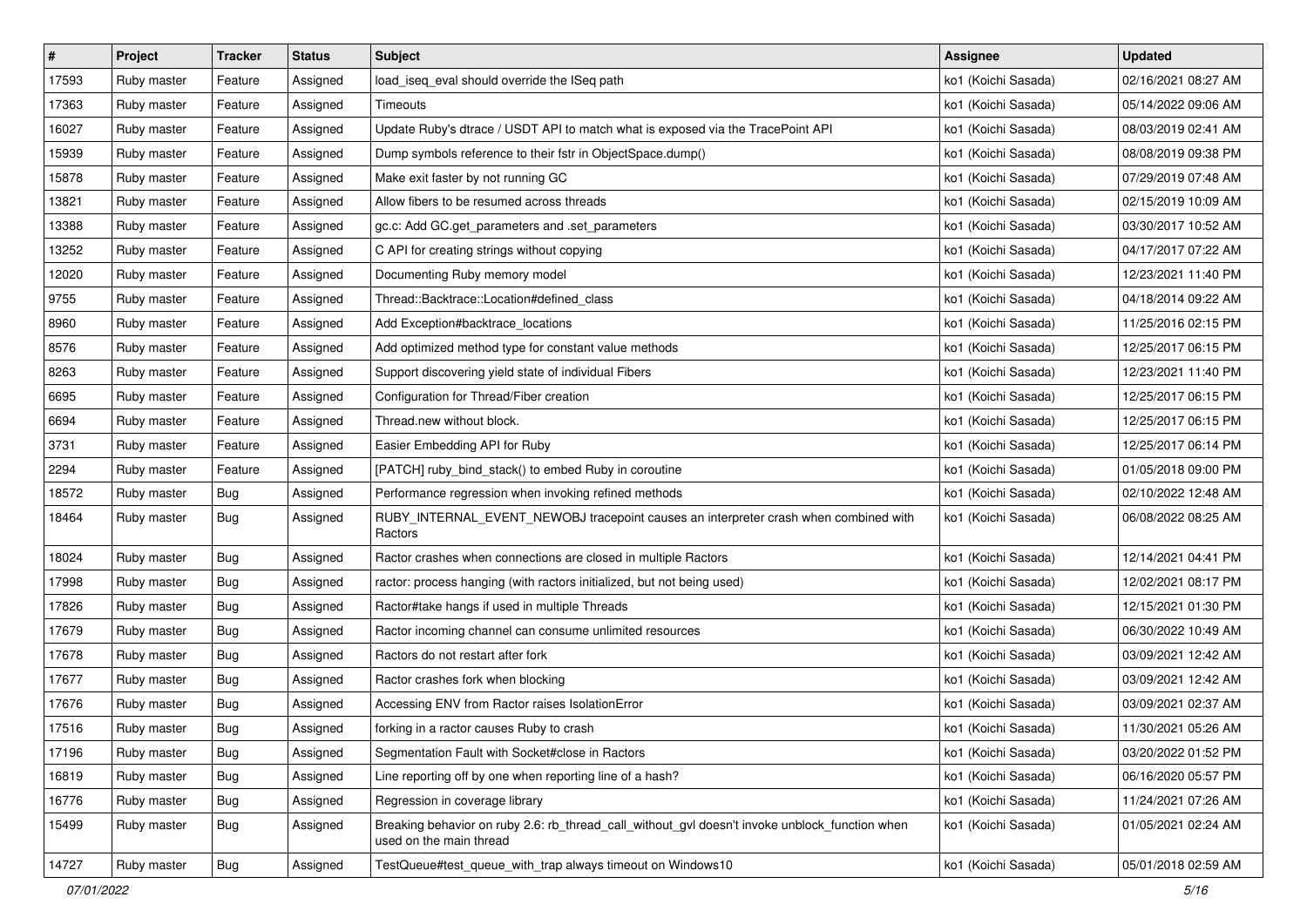| # | Project | Tracker | Status | Subject | Assignee | Updated |
|---|---|---|---|---|---|---|
| 17593 | Ruby master | Feature | Assigned | load_iseq_eval should override the ISeq path | ko1 (Koichi Sasada) | 02/16/2021 08:27 AM |
| 17363 | Ruby master | Feature | Assigned | Timeouts | ko1 (Koichi Sasada) | 05/14/2022 09:06 AM |
| 16027 | Ruby master | Feature | Assigned | Update Ruby's dtrace / USDT API to match what is exposed via the TracePoint API | ko1 (Koichi Sasada) | 08/03/2019 02:41 AM |
| 15939 | Ruby master | Feature | Assigned | Dump symbols reference to their fstr in ObjectSpace.dump() | ko1 (Koichi Sasada) | 08/08/2019 09:38 PM |
| 15878 | Ruby master | Feature | Assigned | Make exit faster by not running GC | ko1 (Koichi Sasada) | 07/29/2019 07:48 AM |
| 13821 | Ruby master | Feature | Assigned | Allow fibers to be resumed across threads | ko1 (Koichi Sasada) | 02/15/2019 10:09 AM |
| 13388 | Ruby master | Feature | Assigned | gc.c: Add GC.get_parameters and .set_parameters | ko1 (Koichi Sasada) | 03/30/2017 10:52 AM |
| 13252 | Ruby master | Feature | Assigned | C API for creating strings without copying | ko1 (Koichi Sasada) | 04/17/2017 07:22 AM |
| 12020 | Ruby master | Feature | Assigned | Documenting Ruby memory model | ko1 (Koichi Sasada) | 12/23/2021 11:40 PM |
| 9755 | Ruby master | Feature | Assigned | Thread::Backtrace::Location#defined_class | ko1 (Koichi Sasada) | 04/18/2014 09:22 AM |
| 8960 | Ruby master | Feature | Assigned | Add Exception#backtrace_locations | ko1 (Koichi Sasada) | 11/25/2016 02:15 PM |
| 8576 | Ruby master | Feature | Assigned | Add optimized method type for constant value methods | ko1 (Koichi Sasada) | 12/25/2017 06:15 PM |
| 8263 | Ruby master | Feature | Assigned | Support discovering yield state of individual Fibers | ko1 (Koichi Sasada) | 12/23/2021 11:40 PM |
| 6695 | Ruby master | Feature | Assigned | Configuration for Thread/Fiber creation | ko1 (Koichi Sasada) | 12/25/2017 06:15 PM |
| 6694 | Ruby master | Feature | Assigned | Thread.new without block. | ko1 (Koichi Sasada) | 12/25/2017 06:15 PM |
| 3731 | Ruby master | Feature | Assigned | Easier Embedding API for Ruby | ko1 (Koichi Sasada) | 12/25/2017 06:14 PM |
| 2294 | Ruby master | Feature | Assigned | [PATCH] ruby_bind_stack() to embed Ruby in coroutine | ko1 (Koichi Sasada) | 01/05/2018 09:00 PM |
| 18572 | Ruby master | Bug | Assigned | Performance regression when invoking refined methods | ko1 (Koichi Sasada) | 02/10/2022 12:48 AM |
| 18464 | Ruby master | Bug | Assigned | RUBY_INTERNAL_EVENT_NEWOBJ tracepoint causes an interpreter crash when combined with Ractors | ko1 (Koichi Sasada) | 06/08/2022 08:25 AM |
| 18024 | Ruby master | Bug | Assigned | Ractor crashes when connections are closed in multiple Ractors | ko1 (Koichi Sasada) | 12/14/2021 04:41 PM |
| 17998 | Ruby master | Bug | Assigned | ractor: process hanging (with ractors initialized, but not being used) | ko1 (Koichi Sasada) | 12/02/2021 08:17 PM |
| 17826 | Ruby master | Bug | Assigned | Ractor#take hangs if used in multiple Threads | ko1 (Koichi Sasada) | 12/15/2021 01:30 PM |
| 17679 | Ruby master | Bug | Assigned | Ractor incoming channel can consume unlimited resources | ko1 (Koichi Sasada) | 06/30/2022 10:49 AM |
| 17678 | Ruby master | Bug | Assigned | Ractors do not restart after fork | ko1 (Koichi Sasada) | 03/09/2021 12:42 AM |
| 17677 | Ruby master | Bug | Assigned | Ractor crashes fork when blocking | ko1 (Koichi Sasada) | 03/09/2021 12:42 AM |
| 17676 | Ruby master | Bug | Assigned | Accessing ENV from Ractor raises IsolationError | ko1 (Koichi Sasada) | 03/09/2021 02:37 AM |
| 17516 | Ruby master | Bug | Assigned | forking in a ractor causes Ruby to crash | ko1 (Koichi Sasada) | 11/30/2021 05:26 AM |
| 17196 | Ruby master | Bug | Assigned | Segmentation Fault with Socket#close in Ractors | ko1 (Koichi Sasada) | 03/20/2022 01:52 PM |
| 16819 | Ruby master | Bug | Assigned | Line reporting off by one when reporting line of a hash? | ko1 (Koichi Sasada) | 06/16/2020 05:57 PM |
| 16776 | Ruby master | Bug | Assigned | Regression in coverage library | ko1 (Koichi Sasada) | 11/24/2021 07:26 AM |
| 15499 | Ruby master | Bug | Assigned | Breaking behavior on ruby 2.6: rb_thread_call_without_gvl doesn't invoke unblock_function when used on the main thread | ko1 (Koichi Sasada) | 01/05/2021 02:24 AM |
| 14727 | Ruby master | Bug | Assigned | TestQueue#test_queue_with_trap always timeout on Windows10 | ko1 (Koichi Sasada) | 05/01/2018 02:59 AM |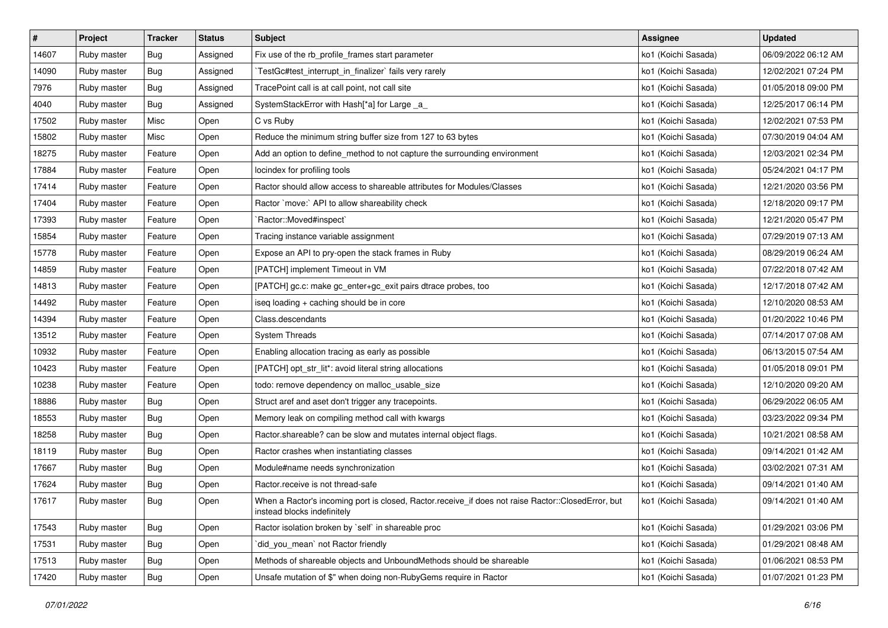| # | Project | Tracker | Status | Subject | Assignee | Updated |
|---|---|---|---|---|---|---|
| 14607 | Ruby master | Bug | Assigned | Fix use of the rb_profile_frames start parameter | ko1 (Koichi Sasada) | 06/09/2022 06:12 AM |
| 14090 | Ruby master | Bug | Assigned | `TestGc#test_interrupt_in_finalizer` fails very rarely | ko1 (Koichi Sasada) | 12/02/2021 07:24 PM |
| 7976 | Ruby master | Bug | Assigned | TracePoint call is at call point, not call site | ko1 (Koichi Sasada) | 01/05/2018 09:00 PM |
| 4040 | Ruby master | Bug | Assigned | SystemStackError with Hash[*a] for Large _a_ | ko1 (Koichi Sasada) | 12/25/2017 06:14 PM |
| 17502 | Ruby master | Misc | Open | C vs Ruby | ko1 (Koichi Sasada) | 12/02/2021 07:53 PM |
| 15802 | Ruby master | Misc | Open | Reduce the minimum string buffer size from 127 to 63 bytes | ko1 (Koichi Sasada) | 07/30/2019 04:04 AM |
| 18275 | Ruby master | Feature | Open | Add an option to define_method to not capture the surrounding environment | ko1 (Koichi Sasada) | 12/03/2021 02:34 PM |
| 17884 | Ruby master | Feature | Open | locindex for profiling tools | ko1 (Koichi Sasada) | 05/24/2021 04:17 PM |
| 17414 | Ruby master | Feature | Open | Ractor should allow access to shareable attributes for Modules/Classes | ko1 (Koichi Sasada) | 12/21/2020 03:56 PM |
| 17404 | Ruby master | Feature | Open | Ractor `move:` API to allow shareability check | ko1 (Koichi Sasada) | 12/18/2020 09:17 PM |
| 17393 | Ruby master | Feature | Open | `Ractor::Moved#inspect` | ko1 (Koichi Sasada) | 12/21/2020 05:47 PM |
| 15854 | Ruby master | Feature | Open | Tracing instance variable assignment | ko1 (Koichi Sasada) | 07/29/2019 07:13 AM |
| 15778 | Ruby master | Feature | Open | Expose an API to pry-open the stack frames in Ruby | ko1 (Koichi Sasada) | 08/29/2019 06:24 AM |
| 14859 | Ruby master | Feature | Open | [PATCH] implement Timeout in VM | ko1 (Koichi Sasada) | 07/22/2018 07:42 AM |
| 14813 | Ruby master | Feature | Open | [PATCH] gc.c: make gc_enter+gc_exit pairs dtrace probes, too | ko1 (Koichi Sasada) | 12/17/2018 07:42 AM |
| 14492 | Ruby master | Feature | Open | iseq loading + caching should be in core | ko1 (Koichi Sasada) | 12/10/2020 08:53 AM |
| 14394 | Ruby master | Feature | Open | Class.descendants | ko1 (Koichi Sasada) | 01/20/2022 10:46 PM |
| 13512 | Ruby master | Feature | Open | System Threads | ko1 (Koichi Sasada) | 07/14/2017 07:08 AM |
| 10932 | Ruby master | Feature | Open | Enabling allocation tracing as early as possible | ko1 (Koichi Sasada) | 06/13/2015 07:54 AM |
| 10423 | Ruby master | Feature | Open | [PATCH] opt_str_lit*: avoid literal string allocations | ko1 (Koichi Sasada) | 01/05/2018 09:01 PM |
| 10238 | Ruby master | Feature | Open | todo: remove dependency on malloc_usable_size | ko1 (Koichi Sasada) | 12/10/2020 09:20 AM |
| 18886 | Ruby master | Bug | Open | Struct aref and aset don't trigger any tracepoints. | ko1 (Koichi Sasada) | 06/29/2022 06:05 AM |
| 18553 | Ruby master | Bug | Open | Memory leak on compiling method call with kwargs | ko1 (Koichi Sasada) | 03/23/2022 09:34 PM |
| 18258 | Ruby master | Bug | Open | Ractor.shareable? can be slow and mutates internal object flags. | ko1 (Koichi Sasada) | 10/21/2021 08:58 AM |
| 18119 | Ruby master | Bug | Open | Ractor crashes when instantiating classes | ko1 (Koichi Sasada) | 09/14/2021 01:42 AM |
| 17667 | Ruby master | Bug | Open | Module#name needs synchronization | ko1 (Koichi Sasada) | 03/02/2021 07:31 AM |
| 17624 | Ruby master | Bug | Open | Ractor.receive is not thread-safe | ko1 (Koichi Sasada) | 09/14/2021 01:40 AM |
| 17617 | Ruby master | Bug | Open | When a Ractor's incoming port is closed, Ractor.receive_if does not raise Ractor::ClosedError, but instead blocks indefinitely | ko1 (Koichi Sasada) | 09/14/2021 01:40 AM |
| 17543 | Ruby master | Bug | Open | Ractor isolation broken by `self` in shareable proc | ko1 (Koichi Sasada) | 01/29/2021 03:06 PM |
| 17531 | Ruby master | Bug | Open | `did_you_mean` not Ractor friendly | ko1 (Koichi Sasada) | 01/29/2021 08:48 AM |
| 17513 | Ruby master | Bug | Open | Methods of shareable objects and UnboundMethods should be shareable | ko1 (Koichi Sasada) | 01/06/2021 08:53 PM |
| 17420 | Ruby master | Bug | Open | Unsafe mutation of $" when doing non-RubyGems require in Ractor | ko1 (Koichi Sasada) | 01/07/2021 01:23 PM |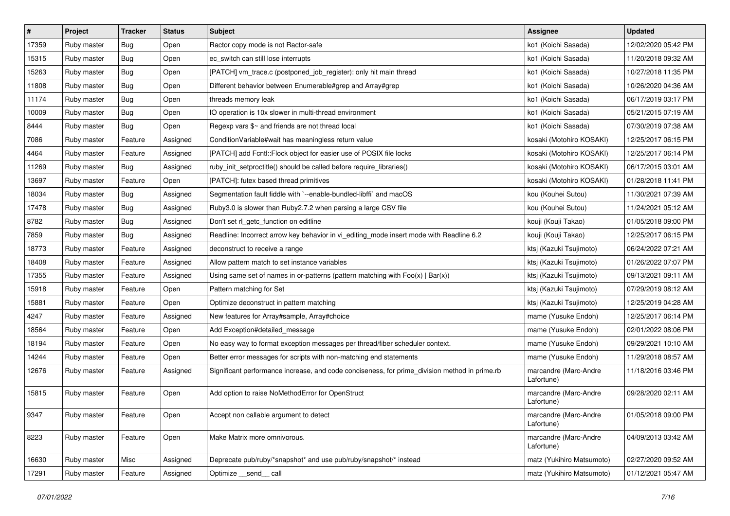| # | Project | Tracker | Status | Subject | Assignee | Updated |
|---|---|---|---|---|---|---|
| 17359 | Ruby master | Bug | Open | Ractor copy mode is not Ractor-safe | ko1 (Koichi Sasada) | 12/02/2020 05:42 PM |
| 15315 | Ruby master | Bug | Open | ec_switch can still lose interrupts | ko1 (Koichi Sasada) | 11/20/2018 09:32 AM |
| 15263 | Ruby master | Bug | Open | [PATCH] vm_trace.c (postponed_job_register): only hit main thread | ko1 (Koichi Sasada) | 10/27/2018 11:35 PM |
| 11808 | Ruby master | Bug | Open | Different behavior between Enumerable#grep and Array#grep | ko1 (Koichi Sasada) | 10/26/2020 04:36 AM |
| 11174 | Ruby master | Bug | Open | threads memory leak | ko1 (Koichi Sasada) | 06/17/2019 03:17 PM |
| 10009 | Ruby master | Bug | Open | IO operation is 10x slower in multi-thread environment | ko1 (Koichi Sasada) | 05/21/2015 07:19 AM |
| 8444 | Ruby master | Bug | Open | Regexp vars $~ and friends are not thread local | ko1 (Koichi Sasada) | 07/30/2019 07:38 AM |
| 7086 | Ruby master | Feature | Assigned | ConditionVariable#wait has meaningless return value | kosaki (Motohiro KOSAKI) | 12/25/2017 06:15 PM |
| 4464 | Ruby master | Feature | Assigned | [PATCH] add Fcntl::Flock object for easier use of POSIX file locks | kosaki (Motohiro KOSAKI) | 12/25/2017 06:14 PM |
| 11269 | Ruby master | Bug | Assigned | ruby_init_setproctitle() should be called before require_libraries() | kosaki (Motohiro KOSAKI) | 06/17/2015 03:01 AM |
| 13697 | Ruby master | Feature | Open | [PATCH]: futex based thread primitives | kosaki (Motohiro KOSAKI) | 01/28/2018 11:41 PM |
| 18034 | Ruby master | Bug | Assigned | Segmentation fault fiddle with `--enable-bundled-libffi` and macOS | kou (Kouhei Sutou) | 11/30/2021 07:39 AM |
| 17478 | Ruby master | Bug | Assigned | Ruby3.0 is slower than Ruby2.7.2 when parsing a large CSV file | kou (Kouhei Sutou) | 11/24/2021 05:12 AM |
| 8782 | Ruby master | Bug | Assigned | Don't set rl_getc_function on editline | kouji (Kouji Takao) | 01/05/2018 09:00 PM |
| 7859 | Ruby master | Bug | Assigned | Readline: Incorrect arrow key behavior in vi_editing_mode insert mode with Readline 6.2 | kouji (Kouji Takao) | 12/25/2017 06:15 PM |
| 18773 | Ruby master | Feature | Assigned | deconstruct to receive a range | ktsj (Kazuki Tsujimoto) | 06/24/2022 07:21 AM |
| 18408 | Ruby master | Feature | Assigned | Allow pattern match to set instance variables | ktsj (Kazuki Tsujimoto) | 01/26/2022 07:07 PM |
| 17355 | Ruby master | Feature | Assigned | Using same set of names in or-patterns (pattern matching with Foo(x) \| Bar(x)) | ktsj (Kazuki Tsujimoto) | 09/13/2021 09:11 AM |
| 15918 | Ruby master | Feature | Open | Pattern matching for Set | ktsj (Kazuki Tsujimoto) | 07/29/2019 08:12 AM |
| 15881 | Ruby master | Feature | Open | Optimize deconstruct in pattern matching | ktsj (Kazuki Tsujimoto) | 12/25/2019 04:28 AM |
| 4247 | Ruby master | Feature | Assigned | New features for Array#sample, Array#choice | mame (Yusuke Endoh) | 12/25/2017 06:14 PM |
| 18564 | Ruby master | Feature | Open | Add Exception#detailed_message | mame (Yusuke Endoh) | 02/01/2022 08:06 PM |
| 18194 | Ruby master | Feature | Open | No easy way to format exception messages per thread/fiber scheduler context. | mame (Yusuke Endoh) | 09/29/2021 10:10 AM |
| 14244 | Ruby master | Feature | Open | Better error messages for scripts with non-matching end statements | mame (Yusuke Endoh) | 11/29/2018 08:57 AM |
| 12676 | Ruby master | Feature | Assigned | Significant performance increase, and code conciseness, for prime_division method in prime.rb | marcandre (Marc-Andre Lafortune) | 11/18/2016 03:46 PM |
| 15815 | Ruby master | Feature | Open | Add option to raise NoMethodError for OpenStruct | marcandre (Marc-Andre Lafortune) | 09/28/2020 02:11 AM |
| 9347 | Ruby master | Feature | Open | Accept non callable argument to detect | marcandre (Marc-Andre Lafortune) | 01/05/2018 09:00 PM |
| 8223 | Ruby master | Feature | Open | Make Matrix more omnivorous. | marcandre (Marc-Andre Lafortune) | 04/09/2013 03:42 AM |
| 16630 | Ruby master | Misc | Assigned | Deprecate pub/ruby/*snapshot* and use pub/ruby/snapshot/* instead | matz (Yukihiro Matsumoto) | 02/27/2020 09:52 AM |
| 17291 | Ruby master | Feature | Assigned | Optimize __send__ call | matz (Yukihiro Matsumoto) | 01/12/2021 05:47 AM |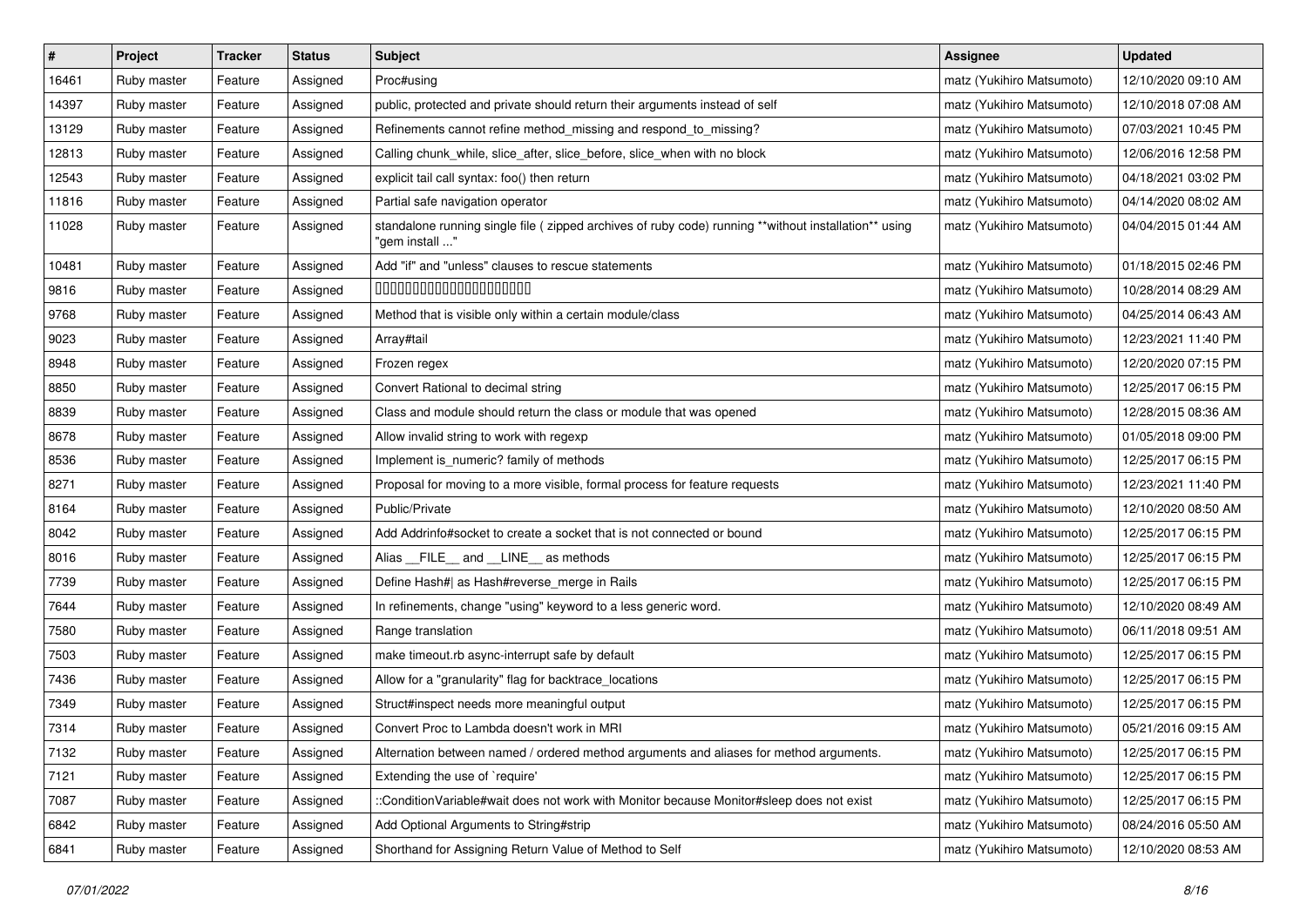| # | Project | Tracker | Status | Subject | Assignee | Updated |
|---|---|---|---|---|---|---|
| 16461 | Ruby master | Feature | Assigned | Proc#using | matz (Yukihiro Matsumoto) | 12/10/2020 09:10 AM |
| 14397 | Ruby master | Feature | Assigned | public, protected and private should return their arguments instead of self | matz (Yukihiro Matsumoto) | 12/10/2018 07:08 AM |
| 13129 | Ruby master | Feature | Assigned | Refinements cannot refine method_missing and respond_to_missing? | matz (Yukihiro Matsumoto) | 07/03/2021 10:45 PM |
| 12813 | Ruby master | Feature | Assigned | Calling chunk_while, slice_after, slice_before, slice_when with no block | matz (Yukihiro Matsumoto) | 12/06/2016 12:58 PM |
| 12543 | Ruby master | Feature | Assigned | explicit tail call syntax: foo() then return | matz (Yukihiro Matsumoto) | 04/18/2021 03:02 PM |
| 11816 | Ruby master | Feature | Assigned | Partial safe navigation operator | matz (Yukihiro Matsumoto) | 04/14/2020 08:02 AM |
| 11028 | Ruby master | Feature | Assigned | standalone running single file ( zipped archives of ruby code) running **without installation** using "gem install ..." | matz (Yukihiro Matsumoto) | 04/04/2015 01:44 AM |
| 10481 | Ruby master | Feature | Assigned | Add "if" and "unless" clauses to rescue statements | matz (Yukihiro Matsumoto) | 01/18/2015 02:46 PM |
| 9816 | Ruby master | Feature | Assigned | 00000000000000000000 | matz (Yukihiro Matsumoto) | 10/28/2014 08:29 AM |
| 9768 | Ruby master | Feature | Assigned | Method that is visible only within a certain module/class | matz (Yukihiro Matsumoto) | 04/25/2014 06:43 AM |
| 9023 | Ruby master | Feature | Assigned | Array#tail | matz (Yukihiro Matsumoto) | 12/23/2021 11:40 PM |
| 8948 | Ruby master | Feature | Assigned | Frozen regex | matz (Yukihiro Matsumoto) | 12/20/2020 07:15 PM |
| 8850 | Ruby master | Feature | Assigned | Convert Rational to decimal string | matz (Yukihiro Matsumoto) | 12/25/2017 06:15 PM |
| 8839 | Ruby master | Feature | Assigned | Class and module should return the class or module that was opened | matz (Yukihiro Matsumoto) | 12/28/2015 08:36 AM |
| 8678 | Ruby master | Feature | Assigned | Allow invalid string to work with regexp | matz (Yukihiro Matsumoto) | 01/05/2018 09:00 PM |
| 8536 | Ruby master | Feature | Assigned | Implement is_numeric? family of methods | matz (Yukihiro Matsumoto) | 12/25/2017 06:15 PM |
| 8271 | Ruby master | Feature | Assigned | Proposal for moving to a more visible, formal process for feature requests | matz (Yukihiro Matsumoto) | 12/23/2021 11:40 PM |
| 8164 | Ruby master | Feature | Assigned | Public/Private | matz (Yukihiro Matsumoto) | 12/10/2020 08:50 AM |
| 8042 | Ruby master | Feature | Assigned | Add Addrinfo#socket to create a socket that is not connected or bound | matz (Yukihiro Matsumoto) | 12/25/2017 06:15 PM |
| 8016 | Ruby master | Feature | Assigned | Alias __FILE__ and __LINE__ as methods | matz (Yukihiro Matsumoto) | 12/25/2017 06:15 PM |
| 7739 | Ruby master | Feature | Assigned | Define Hash#\| as Hash#reverse_merge in Rails | matz (Yukihiro Matsumoto) | 12/25/2017 06:15 PM |
| 7644 | Ruby master | Feature | Assigned | In refinements, change "using" keyword to a less generic word. | matz (Yukihiro Matsumoto) | 12/10/2020 08:49 AM |
| 7580 | Ruby master | Feature | Assigned | Range translation | matz (Yukihiro Matsumoto) | 06/11/2018 09:51 AM |
| 7503 | Ruby master | Feature | Assigned | make timeout.rb async-interrupt safe by default | matz (Yukihiro Matsumoto) | 12/25/2017 06:15 PM |
| 7436 | Ruby master | Feature | Assigned | Allow for a "granularity" flag for backtrace_locations | matz (Yukihiro Matsumoto) | 12/25/2017 06:15 PM |
| 7349 | Ruby master | Feature | Assigned | Struct#inspect needs more meaningful output | matz (Yukihiro Matsumoto) | 12/25/2017 06:15 PM |
| 7314 | Ruby master | Feature | Assigned | Convert Proc to Lambda doesn't work in MRI | matz (Yukihiro Matsumoto) | 05/21/2016 09:15 AM |
| 7132 | Ruby master | Feature | Assigned | Alternation between named / ordered method arguments and aliases for method arguments. | matz (Yukihiro Matsumoto) | 12/25/2017 06:15 PM |
| 7121 | Ruby master | Feature | Assigned | Extending the use of `require' | matz (Yukihiro Matsumoto) | 12/25/2017 06:15 PM |
| 7087 | Ruby master | Feature | Assigned | ::ConditionVariable#wait does not work with Monitor because Monitor#sleep does not exist | matz (Yukihiro Matsumoto) | 12/25/2017 06:15 PM |
| 6842 | Ruby master | Feature | Assigned | Add Optional Arguments to String#strip | matz (Yukihiro Matsumoto) | 08/24/2016 05:50 AM |
| 6841 | Ruby master | Feature | Assigned | Shorthand for Assigning Return Value of Method to Self | matz (Yukihiro Matsumoto) | 12/10/2020 08:53 AM |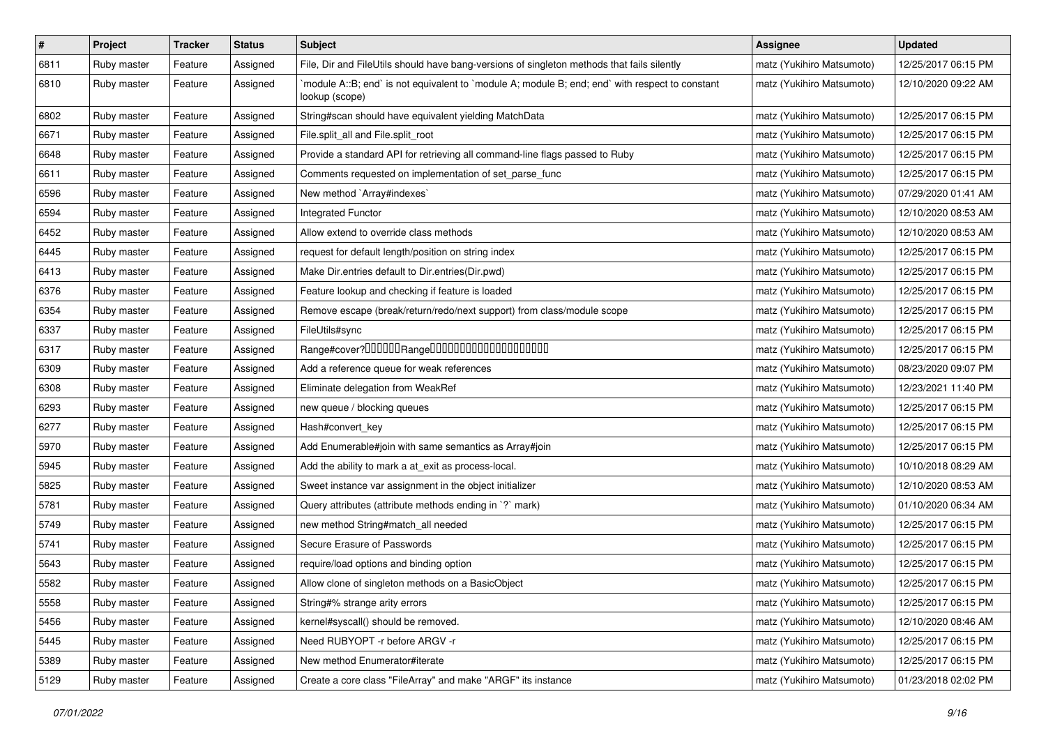| # | Project | Tracker | Status | Subject | Assignee | Updated |
|---|---|---|---|---|---|---|
| 6811 | Ruby master | Feature | Assigned | File, Dir and FileUtils should have bang-versions of singleton methods that fails silently | matz (Yukihiro Matsumoto) | 12/25/2017 06:15 PM |
| 6810 | Ruby master | Feature | Assigned | `module A::B; end` is not equivalent to `module A; module B; end; end` with respect to constant lookup (scope) | matz (Yukihiro Matsumoto) | 12/10/2020 09:22 AM |
| 6802 | Ruby master | Feature | Assigned | String#scan should have equivalent yielding MatchData | matz (Yukihiro Matsumoto) | 12/25/2017 06:15 PM |
| 6671 | Ruby master | Feature | Assigned | File.split_all and File.split_root | matz (Yukihiro Matsumoto) | 12/25/2017 06:15 PM |
| 6648 | Ruby master | Feature | Assigned | Provide a standard API for retrieving all command-line flags passed to Ruby | matz (Yukihiro Matsumoto) | 12/25/2017 06:15 PM |
| 6611 | Ruby master | Feature | Assigned | Comments requested on implementation of set_parse_func | matz (Yukihiro Matsumoto) | 12/25/2017 06:15 PM |
| 6596 | Ruby master | Feature | Assigned | New method `Array#indexes` | matz (Yukihiro Matsumoto) | 07/29/2020 01:41 AM |
| 6594 | Ruby master | Feature | Assigned | Integrated Functor | matz (Yukihiro Matsumoto) | 12/10/2020 08:53 AM |
| 6452 | Ruby master | Feature | Assigned | Allow extend to override class methods | matz (Yukihiro Matsumoto) | 12/10/2020 08:53 AM |
| 6445 | Ruby master | Feature | Assigned | request for default length/position on string index | matz (Yukihiro Matsumoto) | 12/25/2017 06:15 PM |
| 6413 | Ruby master | Feature | Assigned | Make Dir.entries default to Dir.entries(Dir.pwd) | matz (Yukihiro Matsumoto) | 12/25/2017 06:15 PM |
| 6376 | Ruby master | Feature | Assigned | Feature lookup and checking if feature is loaded | matz (Yukihiro Matsumoto) | 12/25/2017 06:15 PM |
| 6354 | Ruby master | Feature | Assigned | Remove escape (break/return/redo/next support) from class/module scope | matz (Yukihiro Matsumoto) | 12/25/2017 06:15 PM |
| 6337 | Ruby master | Feature | Assigned | FileUtils#sync | matz (Yukihiro Matsumoto) | 12/25/2017 06:15 PM |
| 6317 | Ruby master | Feature | Assigned | Range#cover?□□□□□□Range□□□□□□□□□□□□□□□□□□□□ | matz (Yukihiro Matsumoto) | 12/25/2017 06:15 PM |
| 6309 | Ruby master | Feature | Assigned | Add a reference queue for weak references | matz (Yukihiro Matsumoto) | 08/23/2020 09:07 PM |
| 6308 | Ruby master | Feature | Assigned | Eliminate delegation from WeakRef | matz (Yukihiro Matsumoto) | 12/23/2021 11:40 PM |
| 6293 | Ruby master | Feature | Assigned | new queue / blocking queues | matz (Yukihiro Matsumoto) | 12/25/2017 06:15 PM |
| 6277 | Ruby master | Feature | Assigned | Hash#convert_key | matz (Yukihiro Matsumoto) | 12/25/2017 06:15 PM |
| 5970 | Ruby master | Feature | Assigned | Add Enumerable#join with same semantics as Array#join | matz (Yukihiro Matsumoto) | 12/25/2017 06:15 PM |
| 5945 | Ruby master | Feature | Assigned | Add the ability to mark a at_exit as process-local. | matz (Yukihiro Matsumoto) | 10/10/2018 08:29 AM |
| 5825 | Ruby master | Feature | Assigned | Sweet instance var assignment in the object initializer | matz (Yukihiro Matsumoto) | 12/10/2020 08:53 AM |
| 5781 | Ruby master | Feature | Assigned | Query attributes (attribute methods ending in `?` mark) | matz (Yukihiro Matsumoto) | 01/10/2020 06:34 AM |
| 5749 | Ruby master | Feature | Assigned | new method String#match_all needed | matz (Yukihiro Matsumoto) | 12/25/2017 06:15 PM |
| 5741 | Ruby master | Feature | Assigned | Secure Erasure of Passwords | matz (Yukihiro Matsumoto) | 12/25/2017 06:15 PM |
| 5643 | Ruby master | Feature | Assigned | require/load options and binding option | matz (Yukihiro Matsumoto) | 12/25/2017 06:15 PM |
| 5582 | Ruby master | Feature | Assigned | Allow clone of singleton methods on a BasicObject | matz (Yukihiro Matsumoto) | 12/25/2017 06:15 PM |
| 5558 | Ruby master | Feature | Assigned | String#% strange arity errors | matz (Yukihiro Matsumoto) | 12/25/2017 06:15 PM |
| 5456 | Ruby master | Feature | Assigned | kernel#syscall() should be removed. | matz (Yukihiro Matsumoto) | 12/10/2020 08:46 AM |
| 5445 | Ruby master | Feature | Assigned | Need RUBYOPT -r before ARGV -r | matz (Yukihiro Matsumoto) | 12/25/2017 06:15 PM |
| 5389 | Ruby master | Feature | Assigned | New method Enumerator#iterate | matz (Yukihiro Matsumoto) | 12/25/2017 06:15 PM |
| 5129 | Ruby master | Feature | Assigned | Create a core class "FileArray" and make "ARGF" its instance | matz (Yukihiro Matsumoto) | 01/23/2018 02:02 PM |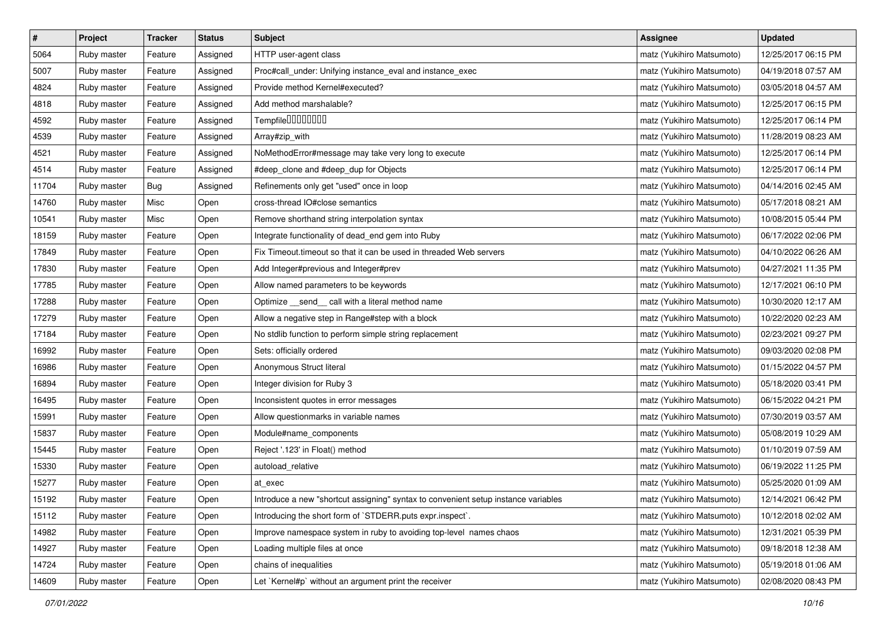| # | Project | Tracker | Status | Subject | Assignee | Updated |
|---|---|---|---|---|---|---|
| 5064 | Ruby master | Feature | Assigned | HTTP user-agent class | matz (Yukihiro Matsumoto) | 12/25/2017 06:15 PM |
| 5007 | Ruby master | Feature | Assigned | Proc#call_under: Unifying instance_eval and instance_exec | matz (Yukihiro Matsumoto) | 04/19/2018 07:57 AM |
| 4824 | Ruby master | Feature | Assigned | Provide method Kernel#executed? | matz (Yukihiro Matsumoto) | 03/05/2018 04:57 AM |
| 4818 | Ruby master | Feature | Assigned | Add method marshalable? | matz (Yukihiro Matsumoto) | 12/25/2017 06:15 PM |
| 4592 | Ruby master | Feature | Assigned | Tempfile□□□□□□□□ | matz (Yukihiro Matsumoto) | 12/25/2017 06:14 PM |
| 4539 | Ruby master | Feature | Assigned | Array#zip_with | matz (Yukihiro Matsumoto) | 11/28/2019 08:23 AM |
| 4521 | Ruby master | Feature | Assigned | NoMethodError#message may take very long to execute | matz (Yukihiro Matsumoto) | 12/25/2017 06:14 PM |
| 4514 | Ruby master | Feature | Assigned | #deep_clone and #deep_dup for Objects | matz (Yukihiro Matsumoto) | 12/25/2017 06:14 PM |
| 11704 | Ruby master | Bug | Assigned | Refinements only get "used" once in loop | matz (Yukihiro Matsumoto) | 04/14/2016 02:45 AM |
| 14760 | Ruby master | Misc | Open | cross-thread IO#close semantics | matz (Yukihiro Matsumoto) | 05/17/2018 08:21 AM |
| 10541 | Ruby master | Misc | Open | Remove shorthand string interpolation syntax | matz (Yukihiro Matsumoto) | 10/08/2015 05:44 PM |
| 18159 | Ruby master | Feature | Open | Integrate functionality of dead_end gem into Ruby | matz (Yukihiro Matsumoto) | 06/17/2022 02:06 PM |
| 17849 | Ruby master | Feature | Open | Fix Timeout.timeout so that it can be used in threaded Web servers | matz (Yukihiro Matsumoto) | 04/10/2022 06:26 AM |
| 17830 | Ruby master | Feature | Open | Add Integer#previous and Integer#prev | matz (Yukihiro Matsumoto) | 04/27/2021 11:35 PM |
| 17785 | Ruby master | Feature | Open | Allow named parameters to be keywords | matz (Yukihiro Matsumoto) | 12/17/2021 06:10 PM |
| 17288 | Ruby master | Feature | Open | Optimize __send__ call with a literal method name | matz (Yukihiro Matsumoto) | 10/30/2020 12:17 AM |
| 17279 | Ruby master | Feature | Open | Allow a negative step in Range#step with a block | matz (Yukihiro Matsumoto) | 10/22/2020 02:23 AM |
| 17184 | Ruby master | Feature | Open | No stdlib function to perform simple string replacement | matz (Yukihiro Matsumoto) | 02/23/2021 09:27 PM |
| 16992 | Ruby master | Feature | Open | Sets: officially ordered | matz (Yukihiro Matsumoto) | 09/03/2020 02:08 PM |
| 16986 | Ruby master | Feature | Open | Anonymous Struct literal | matz (Yukihiro Matsumoto) | 01/15/2022 04:57 PM |
| 16894 | Ruby master | Feature | Open | Integer division for Ruby 3 | matz (Yukihiro Matsumoto) | 05/18/2020 03:41 PM |
| 16495 | Ruby master | Feature | Open | Inconsistent quotes in error messages | matz (Yukihiro Matsumoto) | 06/15/2022 04:21 PM |
| 15991 | Ruby master | Feature | Open | Allow questionmarks in variable names | matz (Yukihiro Matsumoto) | 07/30/2019 03:57 AM |
| 15837 | Ruby master | Feature | Open | Module#name_components | matz (Yukihiro Matsumoto) | 05/08/2019 10:29 AM |
| 15445 | Ruby master | Feature | Open | Reject '.123' in Float() method | matz (Yukihiro Matsumoto) | 01/10/2019 07:59 AM |
| 15330 | Ruby master | Feature | Open | autoload_relative | matz (Yukihiro Matsumoto) | 06/19/2022 11:25 PM |
| 15277 | Ruby master | Feature | Open | at_exec | matz (Yukihiro Matsumoto) | 05/25/2020 01:09 AM |
| 15192 | Ruby master | Feature | Open | Introduce a new "shortcut assigning" syntax to convenient setup instance variables | matz (Yukihiro Matsumoto) | 12/14/2021 06:42 PM |
| 15112 | Ruby master | Feature | Open | Introducing the short form of `STDERR.puts expr.inspect`. | matz (Yukihiro Matsumoto) | 10/12/2018 02:02 AM |
| 14982 | Ruby master | Feature | Open | Improve namespace system in ruby to avoiding top-level names chaos | matz (Yukihiro Matsumoto) | 12/31/2021 05:39 PM |
| 14927 | Ruby master | Feature | Open | Loading multiple files at once | matz (Yukihiro Matsumoto) | 09/18/2018 12:38 AM |
| 14724 | Ruby master | Feature | Open | chains of inequalities | matz (Yukihiro Matsumoto) | 05/19/2018 01:06 AM |
| 14609 | Ruby master | Feature | Open | Let `Kernel#p` without an argument print the receiver | matz (Yukihiro Matsumoto) | 02/08/2020 08:43 PM |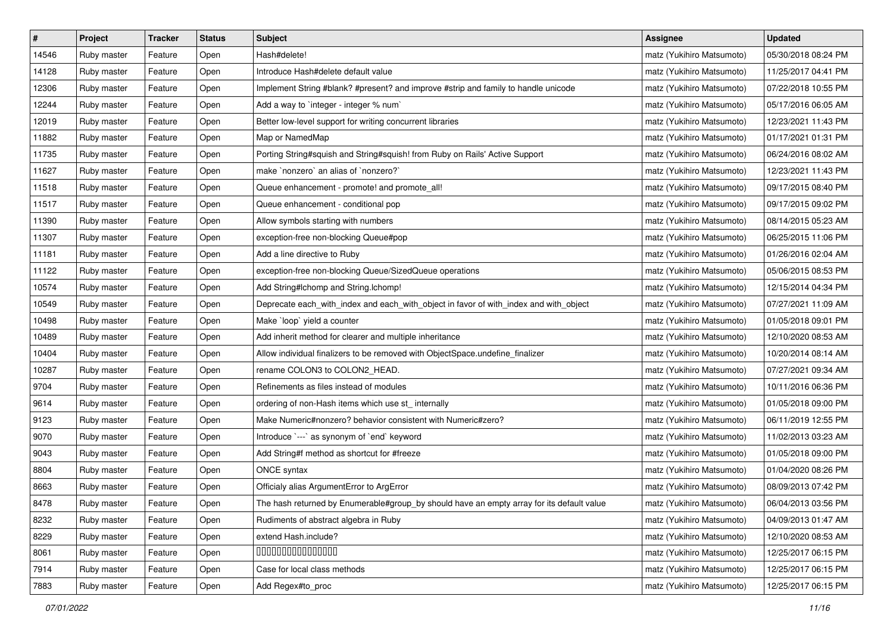| # | Project | Tracker | Status | Subject | Assignee | Updated |
| --- | --- | --- | --- | --- | --- | --- |
| 14546 | Ruby master | Feature | Open | Hash#delete! | matz (Yukihiro Matsumoto) | 05/30/2018 08:24 PM |
| 14128 | Ruby master | Feature | Open | Introduce Hash#delete default value | matz (Yukihiro Matsumoto) | 11/25/2017 04:41 PM |
| 12306 | Ruby master | Feature | Open | Implement String #blank? #present? and improve #strip and family to handle unicode | matz (Yukihiro Matsumoto) | 07/22/2018 10:55 PM |
| 12244 | Ruby master | Feature | Open | Add a way to `integer - integer % num` | matz (Yukihiro Matsumoto) | 05/17/2016 06:05 AM |
| 12019 | Ruby master | Feature | Open | Better low-level support for writing concurrent libraries | matz (Yukihiro Matsumoto) | 12/23/2021 11:43 PM |
| 11882 | Ruby master | Feature | Open | Map or NamedMap | matz (Yukihiro Matsumoto) | 01/17/2021 01:31 PM |
| 11735 | Ruby master | Feature | Open | Porting String#squish and String#squish! from Ruby on Rails' Active Support | matz (Yukihiro Matsumoto) | 06/24/2016 08:02 AM |
| 11627 | Ruby master | Feature | Open | make `nonzero` an alias of `nonzero?` | matz (Yukihiro Matsumoto) | 12/23/2021 11:43 PM |
| 11518 | Ruby master | Feature | Open | Queue enhancement - promote! and promote_all! | matz (Yukihiro Matsumoto) | 09/17/2015 08:40 PM |
| 11517 | Ruby master | Feature | Open | Queue enhancement - conditional pop | matz (Yukihiro Matsumoto) | 09/17/2015 09:02 PM |
| 11390 | Ruby master | Feature | Open | Allow symbols starting with numbers | matz (Yukihiro Matsumoto) | 08/14/2015 05:23 AM |
| 11307 | Ruby master | Feature | Open | exception-free non-blocking Queue#pop | matz (Yukihiro Matsumoto) | 06/25/2015 11:06 PM |
| 11181 | Ruby master | Feature | Open | Add a line directive to Ruby | matz (Yukihiro Matsumoto) | 01/26/2016 02:04 AM |
| 11122 | Ruby master | Feature | Open | exception-free non-blocking Queue/SizedQueue operations | matz (Yukihiro Matsumoto) | 05/06/2015 08:53 PM |
| 10574 | Ruby master | Feature | Open | Add String#lchomp and String.lchomp! | matz (Yukihiro Matsumoto) | 12/15/2014 04:34 PM |
| 10549 | Ruby master | Feature | Open | Deprecate each_with_index and each_with_object in favor of with_index and with_object | matz (Yukihiro Matsumoto) | 07/27/2021 11:09 AM |
| 10498 | Ruby master | Feature | Open | Make `loop` yield a counter | matz (Yukihiro Matsumoto) | 01/05/2018 09:01 PM |
| 10489 | Ruby master | Feature | Open | Add inherit method for clearer and multiple inheritance | matz (Yukihiro Matsumoto) | 12/10/2020 08:53 AM |
| 10404 | Ruby master | Feature | Open | Allow individual finalizers to be removed with ObjectSpace.undefine_finalizer | matz (Yukihiro Matsumoto) | 10/20/2014 08:14 AM |
| 10287 | Ruby master | Feature | Open | rename COLON3 to COLON2_HEAD. | matz (Yukihiro Matsumoto) | 07/27/2021 09:34 AM |
| 9704 | Ruby master | Feature | Open | Refinements as files instead of modules | matz (Yukihiro Matsumoto) | 10/11/2016 06:36 PM |
| 9614 | Ruby master | Feature | Open | ordering of non-Hash items which use st_ internally | matz (Yukihiro Matsumoto) | 01/05/2018 09:00 PM |
| 9123 | Ruby master | Feature | Open | Make Numeric#nonzero? behavior consistent with Numeric#zero? | matz (Yukihiro Matsumoto) | 06/11/2019 12:55 PM |
| 9070 | Ruby master | Feature | Open | Introduce `---` as synonym of `end` keyword | matz (Yukihiro Matsumoto) | 11/02/2013 03:23 AM |
| 9043 | Ruby master | Feature | Open | Add String#f method as shortcut for #freeze | matz (Yukihiro Matsumoto) | 01/05/2018 09:00 PM |
| 8804 | Ruby master | Feature | Open | ONCE syntax | matz (Yukihiro Matsumoto) | 01/04/2020 08:26 PM |
| 8663 | Ruby master | Feature | Open | Officialy alias ArgumentError to ArgError | matz (Yukihiro Matsumoto) | 08/09/2013 07:42 PM |
| 8478 | Ruby master | Feature | Open | The hash returned by Enumerable#group_by should have an empty array for its default value | matz (Yukihiro Matsumoto) | 06/04/2013 03:56 PM |
| 8232 | Ruby master | Feature | Open | Rudiments of abstract algebra in Ruby | matz (Yukihiro Matsumoto) | 04/09/2013 01:47 AM |
| 8229 | Ruby master | Feature | Open | extend Hash.include? | matz (Yukihiro Matsumoto) | 12/10/2020 08:53 AM |
| 8061 | Ruby master | Feature | Open | 0000000000000000 | matz (Yukihiro Matsumoto) | 12/25/2017 06:15 PM |
| 7914 | Ruby master | Feature | Open | Case for local class methods | matz (Yukihiro Matsumoto) | 12/25/2017 06:15 PM |
| 7883 | Ruby master | Feature | Open | Add Regex#to_proc | matz (Yukihiro Matsumoto) | 12/25/2017 06:15 PM |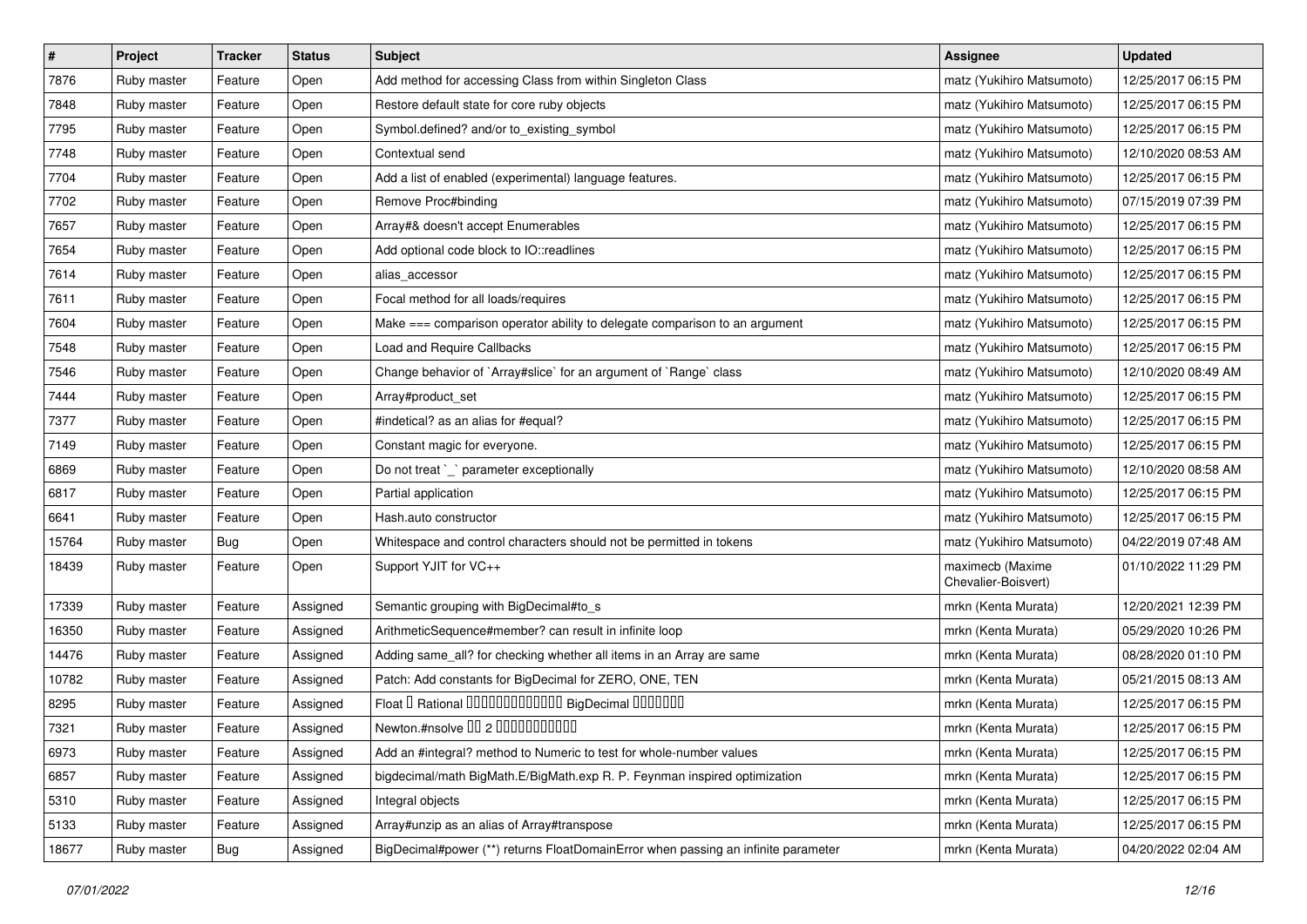| # | Project | Tracker | Status | Subject | Assignee | Updated |
|---|---|---|---|---|---|---|
| 7876 | Ruby master | Feature | Open | Add method for accessing Class from within Singleton Class | matz (Yukihiro Matsumoto) | 12/25/2017 06:15 PM |
| 7848 | Ruby master | Feature | Open | Restore default state for core ruby objects | matz (Yukihiro Matsumoto) | 12/25/2017 06:15 PM |
| 7795 | Ruby master | Feature | Open | Symbol.defined? and/or to_existing_symbol | matz (Yukihiro Matsumoto) | 12/25/2017 06:15 PM |
| 7748 | Ruby master | Feature | Open | Contextual send | matz (Yukihiro Matsumoto) | 12/10/2020 08:53 AM |
| 7704 | Ruby master | Feature | Open | Add a list of enabled (experimental) language features. | matz (Yukihiro Matsumoto) | 12/25/2017 06:15 PM |
| 7702 | Ruby master | Feature | Open | Remove Proc#binding | matz (Yukihiro Matsumoto) | 07/15/2019 07:39 PM |
| 7657 | Ruby master | Feature | Open | Array#& doesn't accept Enumerables | matz (Yukihiro Matsumoto) | 12/25/2017 06:15 PM |
| 7654 | Ruby master | Feature | Open | Add optional code block to IO::readlines | matz (Yukihiro Matsumoto) | 12/25/2017 06:15 PM |
| 7614 | Ruby master | Feature | Open | alias_accessor | matz (Yukihiro Matsumoto) | 12/25/2017 06:15 PM |
| 7611 | Ruby master | Feature | Open | Focal method for all loads/requires | matz (Yukihiro Matsumoto) | 12/25/2017 06:15 PM |
| 7604 | Ruby master | Feature | Open | Make === comparison operator ability to delegate comparison to an argument | matz (Yukihiro Matsumoto) | 12/25/2017 06:15 PM |
| 7548 | Ruby master | Feature | Open | Load and Require Callbacks | matz (Yukihiro Matsumoto) | 12/25/2017 06:15 PM |
| 7546 | Ruby master | Feature | Open | Change behavior of `Array#slice` for an argument of `Range` class | matz (Yukihiro Matsumoto) | 12/10/2020 08:49 AM |
| 7444 | Ruby master | Feature | Open | Array#product_set | matz (Yukihiro Matsumoto) | 12/25/2017 06:15 PM |
| 7377 | Ruby master | Feature | Open | #indetical? as an alias for #equal? | matz (Yukihiro Matsumoto) | 12/25/2017 06:15 PM |
| 7149 | Ruby master | Feature | Open | Constant magic for everyone. | matz (Yukihiro Matsumoto) | 12/25/2017 06:15 PM |
| 6869 | Ruby master | Feature | Open | Do not treat `_` parameter exceptionally | matz (Yukihiro Matsumoto) | 12/10/2020 08:58 AM |
| 6817 | Ruby master | Feature | Open | Partial application | matz (Yukihiro Matsumoto) | 12/25/2017 06:15 PM |
| 6641 | Ruby master | Feature | Open | Hash.auto constructor | matz (Yukihiro Matsumoto) | 12/25/2017 06:15 PM |
| 15764 | Ruby master | Bug | Open | Whitespace and control characters should not be permitted in tokens | matz (Yukihiro Matsumoto) | 04/22/2019 07:48 AM |
| 18439 | Ruby master | Feature | Open | Support YJIT for VC++ | maximecb (Maxime Chevalier-Boisvert) | 01/10/2022 11:29 PM |
| 17339 | Ruby master | Feature | Assigned | Semantic grouping with BigDecimal#to_s | mrkn (Kenta Murata) | 12/20/2021 12:39 PM |
| 16350 | Ruby master | Feature | Assigned | ArithmeticSequence#member? can result in infinite loop | mrkn (Kenta Murata) | 05/29/2020 10:26 PM |
| 14476 | Ruby master | Feature | Assigned | Adding same_all? for checking whether all items in an Array are same | mrkn (Kenta Murata) | 08/28/2020 01:10 PM |
| 10782 | Ruby master | Feature | Assigned | Patch: Add constants for BigDecimal for ZERO, ONE, TEN | mrkn (Kenta Murata) | 05/21/2015 08:13 AM |
| 8295 | Ruby master | Feature | Assigned | Float � Rational �������������� BigDecimal ������� | mrkn (Kenta Murata) | 12/25/2017 06:15 PM |
| 7321 | Ruby master | Feature | Assigned | Newton.#nsolve �� 2 ����������� | mrkn (Kenta Murata) | 12/25/2017 06:15 PM |
| 6973 | Ruby master | Feature | Assigned | Add an #integral? method to Numeric to test for whole-number values | mrkn (Kenta Murata) | 12/25/2017 06:15 PM |
| 6857 | Ruby master | Feature | Assigned | bigdecimal/math BigMath.E/BigMath.exp R. P. Feynman inspired optimization | mrkn (Kenta Murata) | 12/25/2017 06:15 PM |
| 5310 | Ruby master | Feature | Assigned | Integral objects | mrkn (Kenta Murata) | 12/25/2017 06:15 PM |
| 5133 | Ruby master | Feature | Assigned | Array#unzip as an alias of Array#transpose | mrkn (Kenta Murata) | 12/25/2017 06:15 PM |
| 18677 | Ruby master | Bug | Assigned | BigDecimal#power (**) returns FloatDomainError when passing an infinite parameter | mrkn (Kenta Murata) | 04/20/2022 02:04 AM |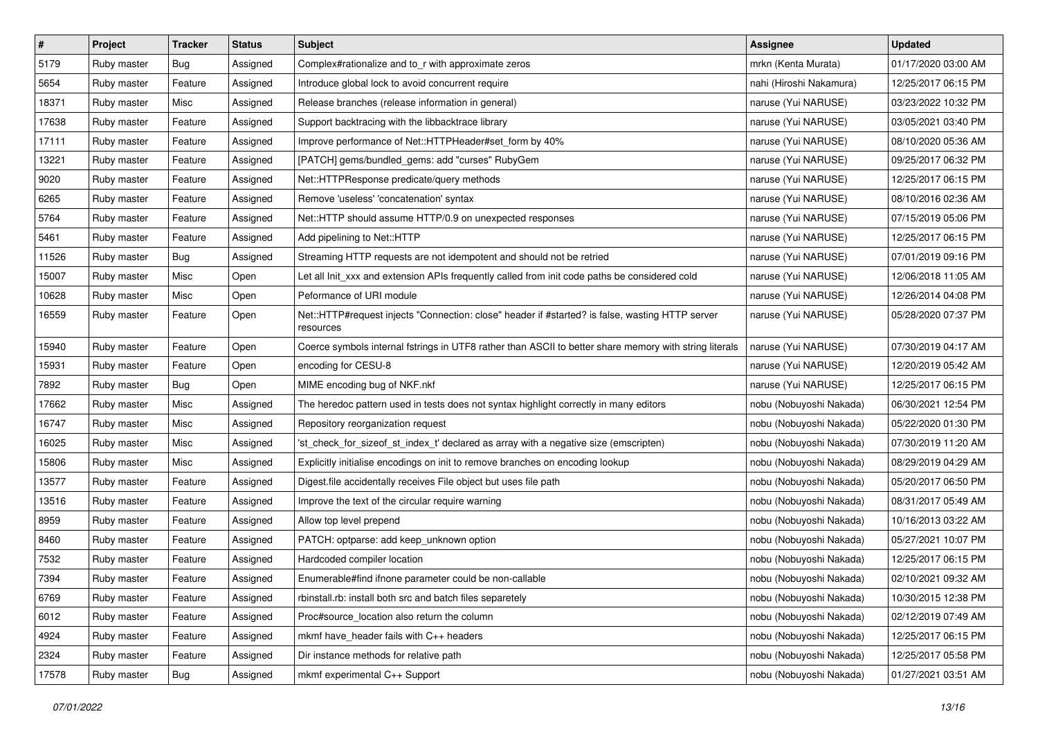| # | Project | Tracker | Status | Subject | Assignee | Updated |
|---|---|---|---|---|---|---|
| 5179 | Ruby master | Bug | Assigned | Complex#rationalize and to_r with approximate zeros | mrkn (Kenta Murata) | 01/17/2020 03:00 AM |
| 5654 | Ruby master | Feature | Assigned | Introduce global lock to avoid concurrent require | nahi (Hiroshi Nakamura) | 12/25/2017 06:15 PM |
| 18371 | Ruby master | Misc | Assigned | Release branches (release information in general) | naruse (Yui NARUSE) | 03/23/2022 10:32 PM |
| 17638 | Ruby master | Feature | Assigned | Support backtracing with the libbacktrace library | naruse (Yui NARUSE) | 03/05/2021 03:40 PM |
| 17111 | Ruby master | Feature | Assigned | Improve performance of Net::HTTPHeader#set_form by 40% | naruse (Yui NARUSE) | 08/10/2020 05:36 AM |
| 13221 | Ruby master | Feature | Assigned | [PATCH] gems/bundled_gems: add "curses" RubyGem | naruse (Yui NARUSE) | 09/25/2017 06:32 PM |
| 9020 | Ruby master | Feature | Assigned | Net::HTTPResponse predicate/query methods | naruse (Yui NARUSE) | 12/25/2017 06:15 PM |
| 6265 | Ruby master | Feature | Assigned | Remove 'useless' 'concatenation' syntax | naruse (Yui NARUSE) | 08/10/2016 02:36 AM |
| 5764 | Ruby master | Feature | Assigned | Net::HTTP should assume HTTP/0.9 on unexpected responses | naruse (Yui NARUSE) | 07/15/2019 05:06 PM |
| 5461 | Ruby master | Feature | Assigned | Add pipelining to Net::HTTP | naruse (Yui NARUSE) | 12/25/2017 06:15 PM |
| 11526 | Ruby master | Bug | Assigned | Streaming HTTP requests are not idempotent and should not be retried | naruse (Yui NARUSE) | 07/01/2019 09:16 PM |
| 15007 | Ruby master | Misc | Open | Let all Init_xxx and extension APIs frequently called from init code paths be considered cold | naruse (Yui NARUSE) | 12/06/2018 11:05 AM |
| 10628 | Ruby master | Misc | Open | Peformance of URI module | naruse (Yui NARUSE) | 12/26/2014 04:08 PM |
| 16559 | Ruby master | Feature | Open | Net::HTTP#request injects "Connection: close" header if #started? is false, wasting HTTP server resources | naruse (Yui NARUSE) | 05/28/2020 07:37 PM |
| 15940 | Ruby master | Feature | Open | Coerce symbols internal fstrings in UTF8 rather than ASCII to better share memory with string literals | naruse (Yui NARUSE) | 07/30/2019 04:17 AM |
| 15931 | Ruby master | Feature | Open | encoding for CESU-8 | naruse (Yui NARUSE) | 12/20/2019 05:42 AM |
| 7892 | Ruby master | Bug | Open | MIME encoding bug of NKF.nkf | naruse (Yui NARUSE) | 12/25/2017 06:15 PM |
| 17662 | Ruby master | Misc | Assigned | The heredoc pattern used in tests does not syntax highlight correctly in many editors | nobu (Nobuyoshi Nakada) | 06/30/2021 12:54 PM |
| 16747 | Ruby master | Misc | Assigned | Repository reorganization request | nobu (Nobuyoshi Nakada) | 05/22/2020 01:30 PM |
| 16025 | Ruby master | Misc | Assigned | 'st_check_for_sizeof_st_index_t' declared as array with a negative size (emscripten) | nobu (Nobuyoshi Nakada) | 07/30/2019 11:20 AM |
| 15806 | Ruby master | Misc | Assigned | Explicitly initialise encodings on init to remove branches on encoding lookup | nobu (Nobuyoshi Nakada) | 08/29/2019 04:29 AM |
| 13577 | Ruby master | Feature | Assigned | Digest.file accidentally receives File object but uses file path | nobu (Nobuyoshi Nakada) | 05/20/2017 06:50 PM |
| 13516 | Ruby master | Feature | Assigned | Improve the text of the circular require warning | nobu (Nobuyoshi Nakada) | 08/31/2017 05:49 AM |
| 8959 | Ruby master | Feature | Assigned | Allow top level prepend | nobu (Nobuyoshi Nakada) | 10/16/2013 03:22 AM |
| 8460 | Ruby master | Feature | Assigned | PATCH: optparse: add keep_unknown option | nobu (Nobuyoshi Nakada) | 05/27/2021 10:07 PM |
| 7532 | Ruby master | Feature | Assigned | Hardcoded compiler location | nobu (Nobuyoshi Nakada) | 12/25/2017 06:15 PM |
| 7394 | Ruby master | Feature | Assigned | Enumerable#find ifnone parameter could be non-callable | nobu (Nobuyoshi Nakada) | 02/10/2021 09:32 AM |
| 6769 | Ruby master | Feature | Assigned | rbinstall.rb: install both src and batch files separetely | nobu (Nobuyoshi Nakada) | 10/30/2015 12:38 PM |
| 6012 | Ruby master | Feature | Assigned | Proc#source_location also return the column | nobu (Nobuyoshi Nakada) | 02/12/2019 07:49 AM |
| 4924 | Ruby master | Feature | Assigned | mkmf have_header fails with C++ headers | nobu (Nobuyoshi Nakada) | 12/25/2017 06:15 PM |
| 2324 | Ruby master | Feature | Assigned | Dir instance methods for relative path | nobu (Nobuyoshi Nakada) | 12/25/2017 05:58 PM |
| 17578 | Ruby master | Bug | Assigned | mkmf experimental C++ Support | nobu (Nobuyoshi Nakada) | 01/27/2021 03:51 AM |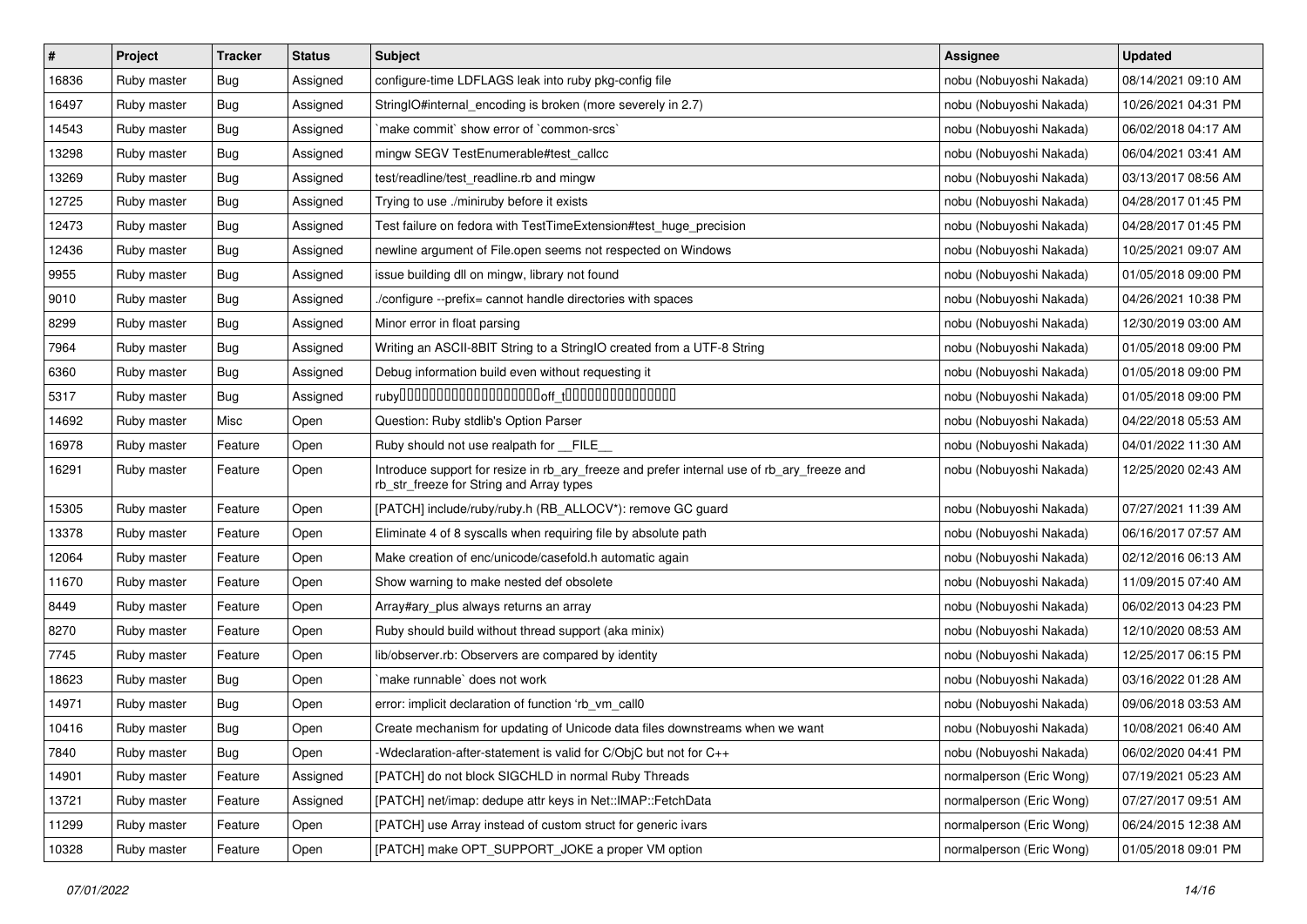| # | Project | Tracker | Status | Subject | Assignee | Updated |
|---|---|---|---|---|---|---|
| 16836 | Ruby master | Bug | Assigned | configure-time LDFLAGS leak into ruby pkg-config file | nobu (Nobuyoshi Nakada) | 08/14/2021 09:10 AM |
| 16497 | Ruby master | Bug | Assigned | StringIO#internal_encoding is broken (more severely in 2.7) | nobu (Nobuyoshi Nakada) | 10/26/2021 04:31 PM |
| 14543 | Ruby master | Bug | Assigned | `make commit` show error of `common-srcs` | nobu (Nobuyoshi Nakada) | 06/02/2018 04:17 AM |
| 13298 | Ruby master | Bug | Assigned | mingw SEGV TestEnumerable#test_callcc | nobu (Nobuyoshi Nakada) | 06/04/2021 03:41 AM |
| 13269 | Ruby master | Bug | Assigned | test/readline/test_readline.rb and mingw | nobu (Nobuyoshi Nakada) | 03/13/2017 08:56 AM |
| 12725 | Ruby master | Bug | Assigned | Trying to use ./miniruby before it exists | nobu (Nobuyoshi Nakada) | 04/28/2017 01:45 PM |
| 12473 | Ruby master | Bug | Assigned | Test failure on fedora with TestTimeExtension#test_huge_precision | nobu (Nobuyoshi Nakada) | 04/28/2017 01:45 PM |
| 12436 | Ruby master | Bug | Assigned | newline argument of File.open seems not respected on Windows | nobu (Nobuyoshi Nakada) | 10/25/2021 09:07 AM |
| 9955 | Ruby master | Bug | Assigned | issue building dll on mingw, library not found | nobu (Nobuyoshi Nakada) | 01/05/2018 09:00 PM |
| 9010 | Ruby master | Bug | Assigned | ./configure --prefix= cannot handle directories with spaces | nobu (Nobuyoshi Nakada) | 04/26/2021 10:38 PM |
| 8299 | Ruby master | Bug | Assigned | Minor error in float parsing | nobu (Nobuyoshi Nakada) | 12/30/2019 03:00 AM |
| 7964 | Ruby master | Bug | Assigned | Writing an ASCII-8BIT String to a StringIO created from a UTF-8 String | nobu (Nobuyoshi Nakada) | 01/05/2018 09:00 PM |
| 6360 | Ruby master | Bug | Assigned | Debug information build even without requesting it | nobu (Nobuyoshi Nakada) | 01/05/2018 09:00 PM |
| 5317 | Ruby master | Bug | Assigned | ruby□□□□□□□□□□□□□□□□□□□□off_t□□□□□□□□□□□□□□□□ | nobu (Nobuyoshi Nakada) | 01/05/2018 09:00 PM |
| 14692 | Ruby master | Misc | Open | Question: Ruby stdlib's Option Parser | nobu (Nobuyoshi Nakada) | 04/22/2018 05:53 AM |
| 16978 | Ruby master | Feature | Open | Ruby should not use realpath for __FILE__ | nobu (Nobuyoshi Nakada) | 04/01/2022 11:30 AM |
| 16291 | Ruby master | Feature | Open | Introduce support for resize in rb_ary_freeze and prefer internal use of rb_ary_freeze and rb_str_freeze for String and Array types | nobu (Nobuyoshi Nakada) | 12/25/2020 02:43 AM |
| 15305 | Ruby master | Feature | Open | [PATCH] include/ruby/ruby.h (RB_ALLOCV*): remove GC guard | nobu (Nobuyoshi Nakada) | 07/27/2021 11:39 AM |
| 13378 | Ruby master | Feature | Open | Eliminate 4 of 8 syscalls when requiring file by absolute path | nobu (Nobuyoshi Nakada) | 06/16/2017 07:57 AM |
| 12064 | Ruby master | Feature | Open | Make creation of enc/unicode/casefold.h automatic again | nobu (Nobuyoshi Nakada) | 02/12/2016 06:13 AM |
| 11670 | Ruby master | Feature | Open | Show warning to make nested def obsolete | nobu (Nobuyoshi Nakada) | 11/09/2015 07:40 AM |
| 8449 | Ruby master | Feature | Open | Array#ary_plus always returns an array | nobu (Nobuyoshi Nakada) | 06/02/2013 04:23 PM |
| 8270 | Ruby master | Feature | Open | Ruby should build without thread support (aka minix) | nobu (Nobuyoshi Nakada) | 12/10/2020 08:53 AM |
| 7745 | Ruby master | Feature | Open | lib/observer.rb: Observers are compared by identity | nobu (Nobuyoshi Nakada) | 12/25/2017 06:15 PM |
| 18623 | Ruby master | Bug | Open | `make runnable` does not work | nobu (Nobuyoshi Nakada) | 03/16/2022 01:28 AM |
| 14971 | Ruby master | Bug | Open | error: implicit declaration of function 'rb_vm_call0 | nobu (Nobuyoshi Nakada) | 09/06/2018 03:53 AM |
| 10416 | Ruby master | Bug | Open | Create mechanism for updating of Unicode data files downstreams when we want | nobu (Nobuyoshi Nakada) | 10/08/2021 06:40 AM |
| 7840 | Ruby master | Bug | Open | -Wdeclaration-after-statement is valid for C/ObjC but not for C++ | nobu (Nobuyoshi Nakada) | 06/02/2020 04:41 PM |
| 14901 | Ruby master | Feature | Assigned | [PATCH] do not block SIGCHLD in normal Ruby Threads | normalperson (Eric Wong) | 07/19/2021 05:23 AM |
| 13721 | Ruby master | Feature | Assigned | [PATCH] net/imap: dedupe attr keys in Net::IMAP::FetchData | normalperson (Eric Wong) | 07/27/2017 09:51 AM |
| 11299 | Ruby master | Feature | Open | [PATCH] use Array instead of custom struct for generic ivars | normalperson (Eric Wong) | 06/24/2015 12:38 AM |
| 10328 | Ruby master | Feature | Open | [PATCH] make OPT_SUPPORT_JOKE a proper VM option | normalperson (Eric Wong) | 01/05/2018 09:01 PM |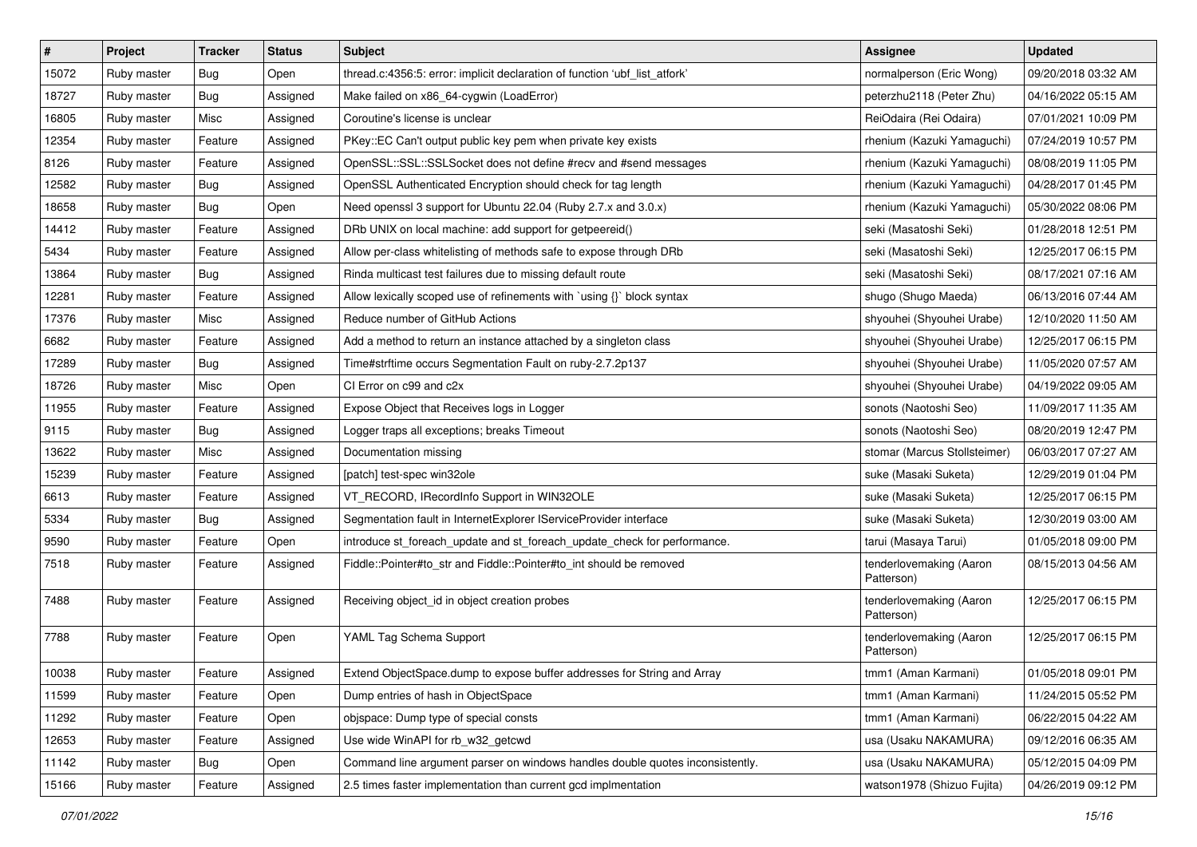| # | Project | Tracker | Status | Subject | Assignee | Updated |
|---|---|---|---|---|---|---|
| 15072 | Ruby master | Bug | Open | thread.c:4356:5: error: implicit declaration of function 'ubf_list_atfork' | normalperson (Eric Wong) | 09/20/2018 03:32 AM |
| 18727 | Ruby master | Bug | Assigned | Make failed on x86_64-cygwin (LoadError) | peterzhu2118 (Peter Zhu) | 04/16/2022 05:15 AM |
| 16805 | Ruby master | Misc | Assigned | Coroutine's license is unclear | ReiOdaira (Rei Odaira) | 07/01/2021 10:09 PM |
| 12354 | Ruby master | Feature | Assigned | PKey::EC Can't output public key pem when private key exists | rhenium (Kazuki Yamaguchi) | 07/24/2019 10:57 PM |
| 8126 | Ruby master | Feature | Assigned | OpenSSL::SSL::SSLSocket does not define #recv and #send messages | rhenium (Kazuki Yamaguchi) | 08/08/2019 11:05 PM |
| 12582 | Ruby master | Bug | Assigned | OpenSSL Authenticated Encryption should check for tag length | rhenium (Kazuki Yamaguchi) | 04/28/2017 01:45 PM |
| 18658 | Ruby master | Bug | Open | Need openssl 3 support for Ubuntu 22.04 (Ruby 2.7.x and 3.0.x) | rhenium (Kazuki Yamaguchi) | 05/30/2022 08:06 PM |
| 14412 | Ruby master | Feature | Assigned | DRb UNIX on local machine: add support for getpeereid() | seki (Masatoshi Seki) | 01/28/2018 12:51 PM |
| 5434 | Ruby master | Feature | Assigned | Allow per-class whitelisting of methods safe to expose through DRb | seki (Masatoshi Seki) | 12/25/2017 06:15 PM |
| 13864 | Ruby master | Bug | Assigned | Rinda multicast test failures due to missing default route | seki (Masatoshi Seki) | 08/17/2021 07:16 AM |
| 12281 | Ruby master | Feature | Assigned | Allow lexically scoped use of refinements with `using {}` block syntax | shugo (Shugo Maeda) | 06/13/2016 07:44 AM |
| 17376 | Ruby master | Misc | Assigned | Reduce number of GitHub Actions | shyouhei (Shyouhei Urabe) | 12/10/2020 11:50 AM |
| 6682 | Ruby master | Feature | Assigned | Add a method to return an instance attached by a singleton class | shyouhei (Shyouhei Urabe) | 12/25/2017 06:15 PM |
| 17289 | Ruby master | Bug | Assigned | Time#strftime occurs Segmentation Fault on ruby-2.7.2p137 | shyouhei (Shyouhei Urabe) | 11/05/2020 07:57 AM |
| 18726 | Ruby master | Misc | Open | CI Error on c99 and c2x | shyouhei (Shyouhei Urabe) | 04/19/2022 09:05 AM |
| 11955 | Ruby master | Feature | Assigned | Expose Object that Receives logs in Logger | sonots (Naotoshi Seo) | 11/09/2017 11:35 AM |
| 9115 | Ruby master | Bug | Assigned | Logger traps all exceptions; breaks Timeout | sonots (Naotoshi Seo) | 08/20/2019 12:47 PM |
| 13622 | Ruby master | Misc | Assigned | Documentation missing | stomar (Marcus Stollsteimer) | 06/03/2017 07:27 AM |
| 15239 | Ruby master | Feature | Assigned | [patch] test-spec win32ole | suke (Masaki Suketa) | 12/29/2019 01:04 PM |
| 6613 | Ruby master | Feature | Assigned | VT_RECORD, IRecordInfo Support in WIN32OLE | suke (Masaki Suketa) | 12/25/2017 06:15 PM |
| 5334 | Ruby master | Bug | Assigned | Segmentation fault in InternetExplorer IServiceProvider interface | suke (Masaki Suketa) | 12/30/2019 03:00 AM |
| 9590 | Ruby master | Feature | Open | introduce st_foreach_update and st_foreach_update_check for performance. | tarui (Masaya Tarui) | 01/05/2018 09:00 PM |
| 7518 | Ruby master | Feature | Assigned | Fiddle::Pointer#to_str and Fiddle::Pointer#to_int should be removed | tenderlovemaking (Aaron Patterson) | 08/15/2013 04:56 AM |
| 7488 | Ruby master | Feature | Assigned | Receiving object_id in object creation probes | tenderlovemaking (Aaron Patterson) | 12/25/2017 06:15 PM |
| 7788 | Ruby master | Feature | Open | YAML Tag Schema Support | tenderlovemaking (Aaron Patterson) | 12/25/2017 06:15 PM |
| 10038 | Ruby master | Feature | Assigned | Extend ObjectSpace.dump to expose buffer addresses for String and Array | tmm1 (Aman Karmani) | 01/05/2018 09:01 PM |
| 11599 | Ruby master | Feature | Open | Dump entries of hash in ObjectSpace | tmm1 (Aman Karmani) | 11/24/2015 05:52 PM |
| 11292 | Ruby master | Feature | Open | objspace: Dump type of special consts | tmm1 (Aman Karmani) | 06/22/2015 04:22 AM |
| 12653 | Ruby master | Feature | Assigned | Use wide WinAPI for rb_w32_getcwd | usa (Usaku NAKAMURA) | 09/12/2016 06:35 AM |
| 11142 | Ruby master | Bug | Open | Command line argument parser on windows handles double quotes inconsistently. | usa (Usaku NAKAMURA) | 05/12/2015 04:09 PM |
| 15166 | Ruby master | Feature | Assigned | 2.5 times faster implementation than current gcd implmentation | watson1978 (Shizuo Fujita) | 04/26/2019 09:12 PM |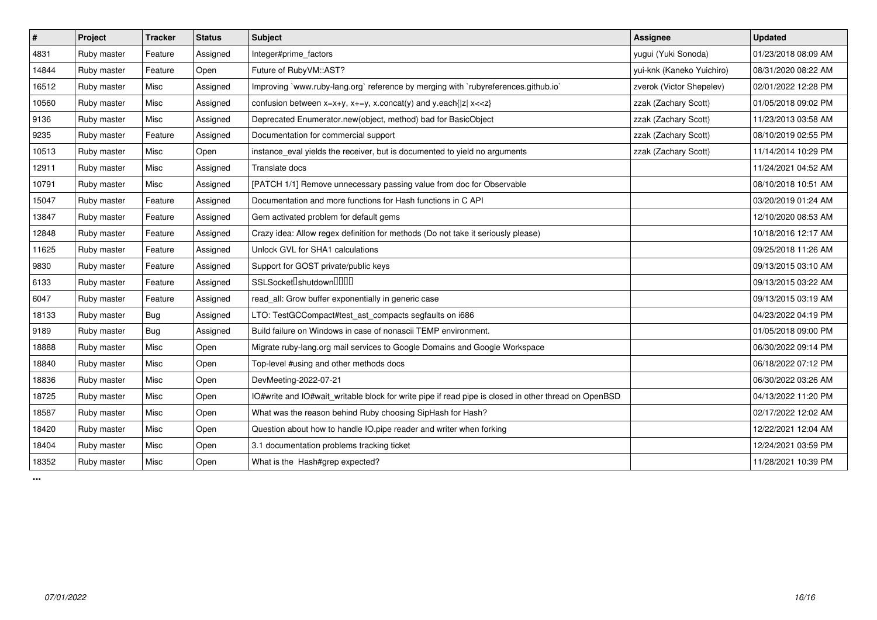| # | Project | Tracker | Status | Subject | Assignee | Updated |
|---|---|---|---|---|---|---|
| 4831 | Ruby master | Feature | Assigned | Integer#prime_factors | yugui (Yuki Sonoda) | 01/23/2018 08:09 AM |
| 14844 | Ruby master | Feature | Open | Future of RubyVM::AST? | yui-knk (Kaneko Yuichiro) | 08/31/2020 08:22 AM |
| 16512 | Ruby master | Misc | Assigned | Improving `www.ruby-lang.org` reference by merging with `rubyreferences.github.io` | zverok (Victor Shepelev) | 02/01/2022 12:28 PM |
| 10560 | Ruby master | Misc | Assigned | confusion between x=x+y, x+=y, x.concat(y) and y.each{\|z\| x<<z} | zzak (Zachary Scott) | 01/05/2018 09:02 PM |
| 9136 | Ruby master | Misc | Assigned | Deprecated Enumerator.new(object, method) bad for BasicObject | zzak (Zachary Scott) | 11/23/2013 03:58 AM |
| 9235 | Ruby master | Feature | Assigned | Documentation for commercial support | zzak (Zachary Scott) | 08/10/2019 02:55 PM |
| 10513 | Ruby master | Misc | Open | instance_eval yields the receiver, but is documented to yield no arguments | zzak (Zachary Scott) | 11/14/2014 10:29 PM |
| 12911 | Ruby master | Misc | Assigned | Translate docs | | 11/24/2021 04:52 AM |
| 10791 | Ruby master | Misc | Assigned | [PATCH 1/1] Remove unnecessary passing value from doc for Observable | | 08/10/2018 10:51 AM |
| 15047 | Ruby master | Feature | Assigned | Documentation and more functions for Hash functions in C API | | 03/20/2019 01:24 AM |
| 13847 | Ruby master | Feature | Assigned | Gem activated problem for default gems | | 12/10/2020 08:53 AM |
| 12848 | Ruby master | Feature | Assigned | Crazy idea: Allow regex definition for methods (Do not take it seriously please) | | 10/18/2016 12:17 AM |
| 11625 | Ruby master | Feature | Assigned | Unlock GVL for SHA1 calculations | | 09/25/2018 11:26 AM |
| 9830 | Ruby master | Feature | Assigned | Support for GOST private/public keys | | 09/13/2015 03:10 AM |
| 6133 | Ruby master | Feature | Assigned | SSLSocket�shutdown���� | | 09/13/2015 03:22 AM |
| 6047 | Ruby master | Feature | Assigned | read_all: Grow buffer exponentially in generic case | | 09/13/2015 03:19 AM |
| 18133 | Ruby master | Bug | Assigned | LTO: TestGCCompact#test_ast_compacts segfaults on i686 | | 04/23/2022 04:19 PM |
| 9189 | Ruby master | Bug | Assigned | Build failure on Windows in case of nonascii TEMP environment. | | 01/05/2018 09:00 PM |
| 18888 | Ruby master | Misc | Open | Migrate ruby-lang.org mail services to Google Domains and Google Workspace | | 06/30/2022 09:14 PM |
| 18840 | Ruby master | Misc | Open | Top-level #using and other methods docs | | 06/18/2022 07:12 PM |
| 18836 | Ruby master | Misc | Open | DevMeeting-2022-07-21 | | 06/30/2022 03:26 AM |
| 18725 | Ruby master | Misc | Open | IO#write and IO#wait_writable block for write pipe if read pipe is closed in other thread on OpenBSD | | 04/13/2022 11:20 PM |
| 18587 | Ruby master | Misc | Open | What was the reason behind Ruby choosing SipHash for Hash? | | 02/17/2022 12:02 AM |
| 18420 | Ruby master | Misc | Open | Question about how to handle IO.pipe reader and writer when forking | | 12/22/2021 12:04 AM |
| 18404 | Ruby master | Misc | Open | 3.1 documentation problems tracking ticket | | 12/24/2021 03:59 PM |
| 18352 | Ruby master | Misc | Open | What is the Hash#grep expected? | | 11/28/2021 10:39 PM |

...